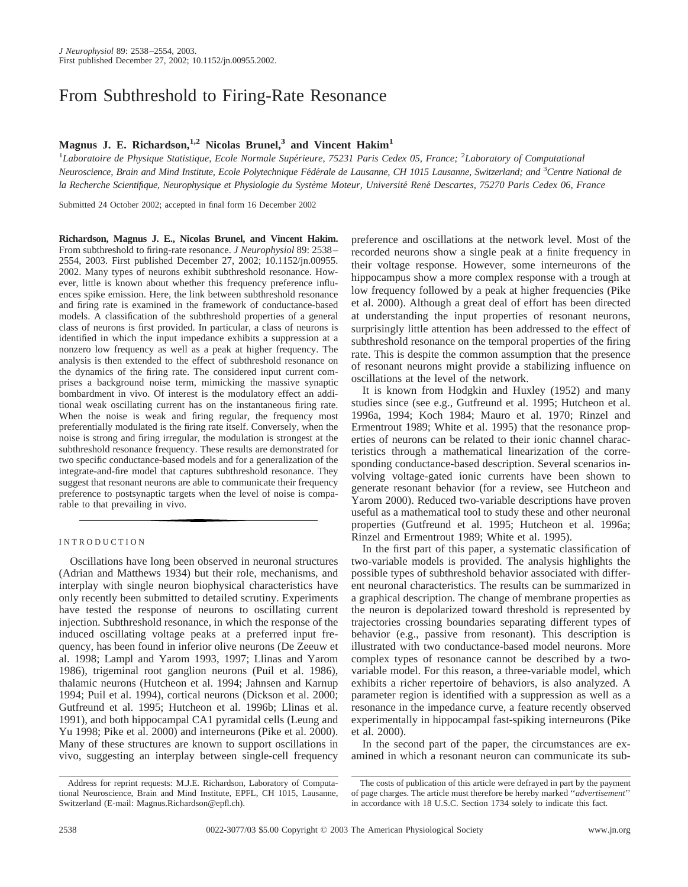# From Subthreshold to Firing-Rate Resonance

**Magnus J. E. Richardson,[1,2] Nicolas Brunel,[3] and Vincent Hakim[1]**

[1]*Laboratoire de Physique Statistique, Ecole Normale Supérieure, 75231 Paris Cedex 05, France;* [2]*Laboratory of Computational Neuroscience, Brain and Mind Institute, Ecole Polytechnique Fédérale de Lausanne, CH 1015 Lausanne, Switzerland; and* [3]*Centre National de la Recherche Scientifique, Neurophysique et Physiologie du Système Moteur, Université René Descartes, 75270 Paris Cedex 06, France*

Submitted 24 October 2002; accepted in final form 16 December 2002

**Richardson, Magnus J. E., Nicolas Brunel, and Vincent Hakim.** From subthreshold to firing-rate resonance. *J Neurophysiol* 89: 2538–2554, 2003. First published December 27, 2002; 10.1152/jn.00955.2002. Many types of neurons exhibit subthreshold resonance. However, little is known about whether this frequency preference influences spike emission. Here, the link between subthreshold resonance and firing rate is examined in the framework of conductance-based models. A classification of the subthreshold properties of a general class of neurons is first provided. In particular, a class of neurons is identified in which the input impedance exhibits a suppression at a nonzero low frequency as well as a peak at higher frequency. The analysis is then extended to the effect of subthreshold resonance on the dynamics of the firing rate. The considered input current comprises a background noise term, mimicking the massive synaptic bombardment in vivo. Of interest is the modulatory effect an additional weak oscillating current has on the instantaneous firing rate. When the noise is weak and firing regular, the frequency most preferentially modulated is the firing rate itself. Conversely, when the noise is strong and firing irregular, the modulation is strongest at the subthreshold resonance frequency. These results are demonstrated for two specific conductance-based models and for a generalization of the integrate-and-fire model that captures subthreshold resonance. They suggest that resonant neurons are able to communicate their frequency preference to postsynaptic targets when the level of noise is comparable to that prevailing in vivo.

## INTRODUCTION

Oscillations have long been observed in neuronal structures (Adrian and Matthews 1934) but their role, mechanisms, and interplay with single neuron biophysical characteristics have only recently been submitted to detailed scrutiny. Experiments have tested the response of neurons to oscillating current injection. Subthreshold resonance, in which the response of the induced oscillating voltage peaks at a preferred input frequency, has been found in inferior olive neurons (De Zeeuw et al. 1998; Lampl and Yarom 1993, 1997; Llinas and Yarom 1986), trigeminal root ganglion neurons (Puil et al. 1986), thalamic neurons (Hutcheon et al. 1994; Jahnsen and Karnup 1994; Puil et al. 1994), cortical neurons (Dickson et al. 2000; Gutfreund et al. 1995; Hutcheon et al. 1996b; Llinas et al. 1991), and both hippocampal CA1 pyramidal cells (Leung and Yu 1998; Pike et al. 2000) and interneurons (Pike et al. 2000). Many of these structures are known to support oscillations in vivo, suggesting an interplay between single-cell frequency preference and oscillations at the network level. Most of the recorded neurons show a single peak at a finite frequency in their voltage response. However, some interneurons of the hippocampus show a more complex response with a trough at low frequency followed by a peak at higher frequencies (Pike et al. 2000). Although a great deal of effort has been directed at understanding the input properties of resonant neurons, surprisingly little attention has been addressed to the effect of subthreshold resonance on the temporal properties of the firing rate. This is despite the common assumption that the presence of resonant neurons might provide a stabilizing influence on oscillations at the level of the network.

It is known from Hodgkin and Huxley (1952) and many studies since (see e.g., Gutfreund et al. 1995; Hutcheon et al. 1996a, 1994; Koch 1984; Mauro et al. 1970; Rinzel and Ermentrout 1989; White et al. 1995) that the resonance properties of neurons can be related to their ionic channel characteristics through a mathematical linearization of the corresponding conductance-based description. Several scenarios involving voltage-gated ionic currents have been shown to generate resonant behavior (for a review, see Hutcheon and Yarom 2000). Reduced two-variable descriptions have proven useful as a mathematical tool to study these and other neuronal properties (Gutfreund et al. 1995; Hutcheon et al. 1996a; Rinzel and Ermentrout 1989; White et al. 1995).

In the first part of this paper, a systematic classification of two-variable models is provided. The analysis highlights the possible types of subthreshold behavior associated with different neuronal characteristics. The results can be summarized in a graphical description. The change of membrane properties as the neuron is depolarized toward threshold is represented by trajectories crossing boundaries separating different types of behavior (e.g., passive from resonant). This description is illustrated with two conductance-based model neurons. More complex types of resonance cannot be described by a two-variable model. For this reason, a three-variable model, which exhibits a richer repertoire of behaviors, is also analyzed. A parameter region is identified with a suppression as well as a resonance in the impedance curve, a feature recently observed experimentally in hippocampal fast-spiking interneurons (Pike et al. 2000).

In the second part of the paper, the circumstances are examined in which a resonant neuron can communicate its sub-

Address for reprint requests: M.J.E. Richardson, Laboratory of Computational Neuroscience, Brain and Mind Institute, EPFL, CH 1015, Lausanne, Switzerland (E-mail: Magnus.Richardson@epfl.ch).

The costs of publication of this article were defrayed in part by the payment of page charges. The article must therefore be hereby marked "*advertisement*" in accordance with 18 U.S.C. Section 1734 solely to indicate this fact.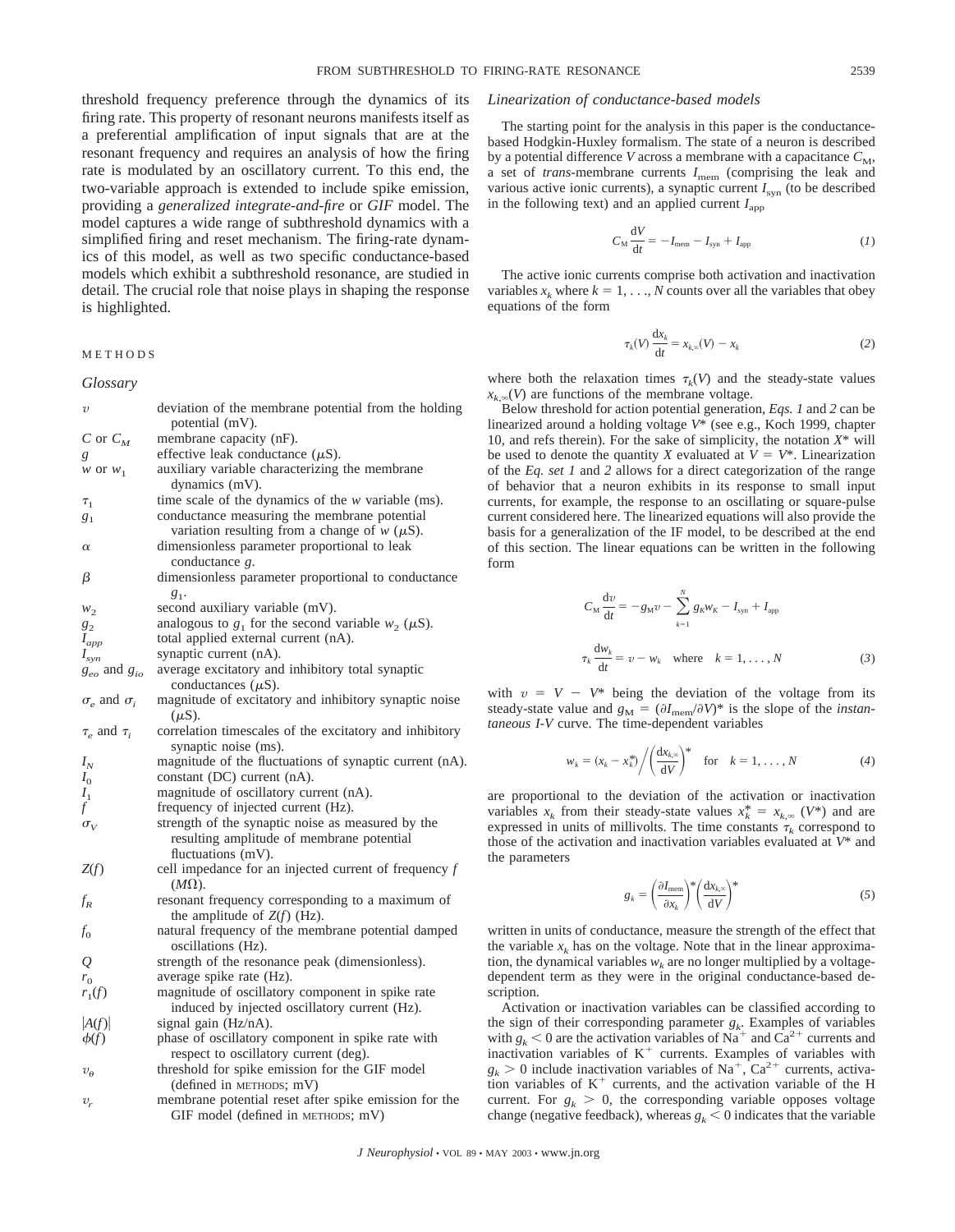threshold frequency preference through the dynamics of its firing rate. This property of resonant neurons manifests itself as a preferential amplification of input signals that are at the resonant frequency and requires an analysis of how the firing rate is modulated by an oscillatory current. To this end, the two-variable approach is extended to include spike emission, providing a *generalized integrate-and-fire* or *GIF* model. The model captures a wide range of subthreshold dynamics with a simplified firing and reset mechanism. The firing-rate dynamics of this model, as well as two specific conductance-based models which exhibit a subthreshold resonance, are studied in detail. The crucial role that noise plays in shaping the response is highlighted.

## METHODS

### Glossary

| | |
|---|---|
| $v$ | deviation of the membrane potential from the holding potential (mV). |
| $C$ or $C_M$ | membrane capacity (nF). |
| $g$ | effective leak conductance ($\mu$S). |
| $w$ or $w_1$ | auxiliary variable characterizing the membrane dynamics (mV). |
| $\tau_1$ | time scale of the dynamics of the $w$ variable (ms). |
| $g_1$ | conductance measuring the membrane potential variation resulting from a change of $w$ ($\mu$S). |
| $\alpha$ | dimensionless parameter proportional to leak conductance $g$. |
| $\beta$ | dimensionless parameter proportional to conductance $g_1$. |
| $w_2$ | second auxiliary variable (mV). |
| $g_2$ | analogous to $g_1$ for the second variable $w_2$ ($\mu$S). |
| $I_{app}$ | total applied external current (nA). |
| $I_{syn}$ | synaptic current (nA). |
| $g_{eo}$ and $g_{io}$ | average excitatory and inhibitory total synaptic conductances ($\mu$S). |
| $\sigma_e$ and $\sigma_i$ | magnitude of excitatory and inhibitory synaptic noise ($\mu$S). |
| $\tau_e$ and $\tau_i$ | correlation timescales of the excitatory and inhibitory synaptic noise (ms). |
| $I_N$ | magnitude of the fluctuations of synaptic current (nA). |
| $I_0$ | constant (DC) current (nA). |
| $I_1$ | magnitude of oscillatory current (nA). |
| $f$ | frequency of injected current (Hz). |
| $\sigma_V$ | strength of the synaptic noise as measured by the resulting amplitude of membrane potential fluctuations (mV). |
| $Z(f)$ | cell impedance for an injected current of frequency $f$ ($M\Omega$). |
| $f_R$ | resonant frequency corresponding to a maximum of the amplitude of $Z(f)$ (Hz). |
| $f_0$ | natural frequency of the membrane potential damped oscillations (Hz). |
| $Q$ | strength of the resonance peak (dimensionless). |
| $r_0$ | average spike rate (Hz). |
| $r_1(f)$ | magnitude of oscillatory component in spike rate induced by injected oscillatory current (Hz). |
| $\lvert A(f)\rvert$ | signal gain (Hz/nA). |
| $\phi(f)$ | phase of oscillatory component in spike rate with respect to oscillatory current (deg). |
| $v_\theta$ | threshold for spike emission for the GIF model (defined in METHODS; mV) |
| $v_r$ | membrane potential reset after spike emission for the GIF model (defined in METHODS; mV) |

### Linearization of conductance-based models

The starting point for the analysis in this paper is the conductance-based Hodgkin-Huxley formalism. The state of a neuron is described by a potential difference $V$ across a membrane with a capacitance $C_M$, a set of *trans*-membrane currents $I_{mem}$ (comprising the leak and various active ionic currents), a synaptic current $I_{syn}$ (to be described in the following text) and an applied current $I_{app}$

$$C_M \frac{dV}{dt} = -I_{mem} - I_{syn} + I_{app} \tag{1}$$

The active ionic currents comprise both activation and inactivation variables $x_k$ where $k = 1, \ldots, N$ counts over all the variables that obey equations of the form

$$\tau_k(V) \frac{dx_k}{dt} = x_{k,\infty}(V) - x_k \tag{2}$$

where both the relaxation times $\tau_k(V)$ and the steady-state values $x_{k,\infty}(V)$ are functions of the membrane voltage.

Below threshold for action potential generation, *Eqs. 1* and *2* can be linearized around a holding voltage $V^*$ (see e.g., Koch 1999, chapter 10, and refs therein). For the sake of simplicity, the notation $X^*$ will be used to denote the quantity $X$ evaluated at $V = V^*$. Linearization of the *Eq. set 1* and *2* allows for a direct categorization of the range of behavior that a neuron exhibits in its response to small input currents, for example, the response to an oscillating or square-pulse current considered here. The linearized equations will also provide the basis for a generalization of the IF model, to be described at the end of this section. The linear equations can be written in the following form

$$C_M \frac{dv}{dt} = -g_M v - \sum_{k=1}^{N} g_K w_K - I_{syn} + I_{app}$$

$$\tau_k \frac{dw_k}{dt} = v - w_k \quad \text{where} \quad k = 1, \ldots, N \tag{3}$$

with $v = V - V^*$ being the deviation of the voltage from its steady-state value and $g_M = (\partial I_{mem}/\partial V)^*$ is the slope of the *instantaneous I-V* curve. The time-dependent variables

$$w_k = (x_k - x_k^*) \bigg/ \left(\frac{dx_{k,\infty}}{dV}\right)^* \quad \text{for} \quad k = 1, \ldots, N \tag{4}$$

are proportional to the deviation of the activation or inactivation variables $x_k$ from their steady-state values $x_k^* = x_{k,\infty}(V^*)$ and are expressed in units of millivolts. The time constants $\tau_k$ correspond to those of the activation and inactivation variables evaluated at $V^*$ and the parameters

$$g_k = \left(\frac{\partial I_{mem}}{\partial x_k}\right)^* \left(\frac{dx_{k,\infty}}{dV}\right)^* \tag{5}$$

written in units of conductance, measure the strength of the effect that the variable $x_k$ has on the voltage. Note that in the linear approximation, the dynamical variables $w_k$ are no longer multiplied by a voltage-dependent term as they were in the original conductance-based description.

Activation or inactivation variables can be classified according to the sign of their corresponding parameter $g_k$. Examples of variables with $g_k < 0$ are the activation variables of $Na^+$ and $Ca^{2+}$ currents and inactivation variables of $K^+$ currents. Examples of variables with $g_k > 0$ include inactivation variables of $Na^+$, $Ca^{2+}$ currents, activation variables of $K^+$ currents, and the activation variable of the H current. For $g_k > 0$, the corresponding variable opposes voltage change (negative feedback), whereas $g_k < 0$ indicates that the variable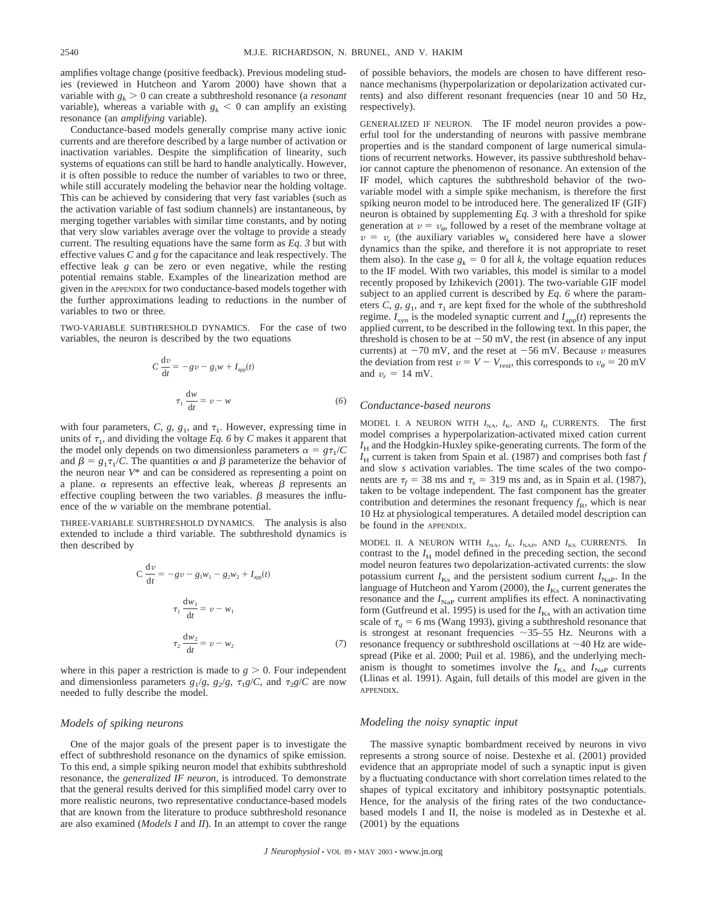amplifies voltage change (positive feedback). Previous modeling studies (reviewed in Hutcheon and Yarom 2000) have shown that a variable with $g_k > 0$ can create a subthreshold resonance (a *resonant* variable), whereas a variable with $g_k < 0$ can amplify an existing resonance (an *amplifying* variable).

Conductance-based models generally comprise many active ionic currents and are therefore described by a large number of activation or inactivation variables. Despite the simplification of linearity, such systems of equations can still be hard to handle analytically. However, it is often possible to reduce the number of variables to two or three, while still accurately modeling the behavior near the holding voltage. This can be achieved by considering that very fast variables (such as the activation variable of fast sodium channels) are instantaneous, by merging together variables with similar time constants, and by noting that very slow variables average over the voltage to provide a steady current. The resulting equations have the same form as *Eq. 3* but with effective values $C$ and $g$ for the capacitance and leak respectively. The effective leak $g$ can be zero or even negative, while the resting potential remains stable. Examples of the linearization method are given in the APPENDIX for two conductance-based models together with the further approximations leading to reductions in the number of variables to two or three.

TWO-VARIABLE SUBTHRESHOLD DYNAMICS. For the case of two variables, the neuron is described by the two equations

$$C\frac{dv}{dt} = -gv - g_1 w + I_{app}(t)$$

$$\tau_1 \frac{dw}{dt} = v - w \tag{6}$$

with four parameters, $C$, $g$, $g_1$, and $\tau_1$. However, expressing time in units of $\tau_1$, and dividing the voltage *Eq. 6* by $C$ makes it apparent that the model only depends on two dimensionless parameters $\alpha = g\tau_1/C$ and $\beta = g_1\tau_1/C$. The quantities $\alpha$ and $\beta$ parameterize the behavior of the neuron near $V^*$ and can be considered as representing a point on a plane. $\alpha$ represents an effective leak, whereas $\beta$ represents an effective coupling between the two variables. $\beta$ measures the influence of the $w$ variable on the membrane potential.

THREE-VARIABLE SUBTHRESHOLD DYNAMICS. The analysis is also extended to include a third variable. The subthreshold dynamics is then described by

$$C\frac{dv}{dt} = -gv - g_1 w_1 - g_2 w_2 + I_{app}(t)$$

$$\tau_1 \frac{dw_1}{dt} = v - w_1$$

$$\tau_2 \frac{dw_2}{dt} = v - w_2 \tag{7}$$

where in this paper a restriction is made to $g > 0$. Four independent and dimensionless parameters $g_1/g$, $g_2/g$, $\tau_1 g/C$, and $\tau_2 g/C$ are now needed to fully describe the model.

## *Models of spiking neurons*

One of the major goals of the present paper is to investigate the effect of subthreshold resonance on the dynamics of spike emission. To this end, a simple spiking neuron model that exhibits subthreshold resonance, the *generalized IF neuron*, is introduced. To demonstrate that the general results derived for this simplified model carry over to more realistic neurons, two representative conductance-based models that are known from the literature to produce subthreshold resonance are also examined (*Models I* and *II*). In an attempt to cover the range of possible behaviors, the models are chosen to have different resonance mechanisms (hyperpolarization or depolarization activated currents) and also different resonant frequencies (near 10 and 50 Hz, respectively).

GENERALIZED IF NEURON. The IF model neuron provides a powerful tool for the understanding of neurons with passive membrane properties and is the standard component of large numerical simulations of recurrent networks. However, its passive subthreshold behavior cannot capture the phenomenon of resonance. An extension of the IF model, which captures the subthreshold behavior of the two-variable model with a simple spike mechanism, is therefore the first spiking neuron model to be introduced here. The generalized IF (GIF) neuron is obtained by supplementing *Eq. 3* with a threshold for spike generation at $v = v_\theta$, followed by a reset of the membrane voltage at $v = v_r$ (the auxiliary variables $w_k$ considered here have a slower dynamics than the spike, and therefore it is not appropriate to reset them also). In the case $g_k = 0$ for all $k$, the voltage equation reduces to the IF model. With two variables, this model is similar to a model recently proposed by Izhikevich (2001). The two-variable GIF model subject to an applied current is described by *Eq. 6* where the parameters $C$, $g$, $g_1$, and $\tau_1$ are kept fixed for the whole of the subthreshold regime. $I_{syn}$ is the modeled synaptic current and $I_{app}(t)$ represents the applied current, to be described in the following text. In this paper, the threshold is chosen to be at $-50$ mV, the rest (in absence of any input currents) at $-70$ mV, and the reset at $-56$ mV. Because $v$ measures the deviation from rest $v = V - V_{rest}$, this corresponds to $v_\theta = 20$ mV and $v_r = 14$ mV.

## *Conductance-based neurons*

MODEL I. A NEURON WITH $I_{NA}$, $I_K$, AND $I_H$ CURRENTS. The first model comprises a hyperpolarization-activated mixed cation current $I_H$ and the Hodgkin-Huxley spike-generating currents. The form of the $I_H$ current is taken from Spain et al. (1987) and comprises both fast $f$ and slow $s$ activation variables. The time scales of the two components are $\tau_f = 38$ ms and $\tau_s = 319$ ms and, as in Spain et al. (1987), taken to be voltage independent. The fast component has the greater contribution and determines the resonant frequency $f_R$, which is near 10 Hz at physiological temperatures. A detailed model description can be found in the APPENDIX.

MODEL II. A NEURON WITH $I_{NA}$, $I_K$, $I_{NAP}$, AND $I_{KS}$ CURRENTS. In contrast to the $I_H$ model defined in the preceding section, the second model neuron features two depolarization-activated currents: the slow potassium current $I_{Ks}$ and the persistent sodium current $I_{NaP}$. In the language of Hutcheon and Yarom (2000), the $I_{Ks}$ current generates the resonance and the $I_{NaP}$ current amplifies its effect. A noninactivating form (Gutfreund et al. 1995) is used for the $I_{Ks}$ with an activation time scale of $\tau_q = 6$ ms (Wang 1993), giving a subthreshold resonance that is strongest at resonant frequencies ~35–55 Hz. Neurons with a resonance frequency or subthreshold oscillations at ~40 Hz are widespread (Pike et al. 2000; Puil et al. 1986), and the underlying mechanism is thought to sometimes involve the $I_{Ks}$ and $I_{NaP}$ currents (Llinas et al. 1991). Again, full details of this model are given in the APPENDIX.

## *Modeling the noisy synaptic input*

The massive synaptic bombardment received by neurons in vivo represents a strong source of noise. Destexhe et al. (2001) provided evidence that an appropriate model of such a synaptic input is given by a fluctuating conductance with short correlation times related to the shapes of typical excitatory and inhibitory postsynaptic potentials. Hence, for the analysis of the firing rates of the two conductance-based models I and II, the noise is modeled as in Destexhe et al. (2001) by the equations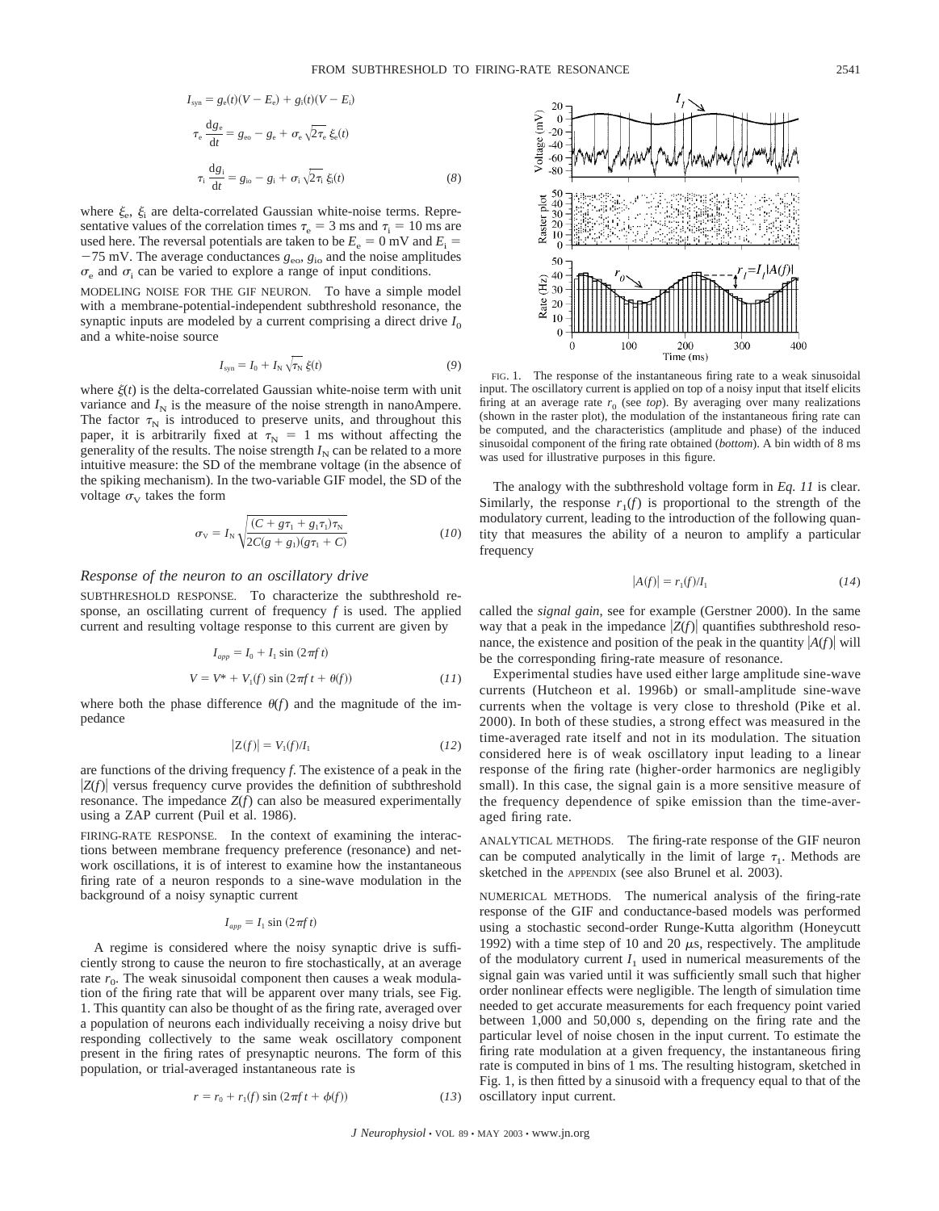$$I_{syn} = g_e(t)(V - E_e) + g_i(t)(V - E_i)$$

$$\tau_e \frac{dg_e}{dt} = g_{eo} - g_e + \sigma_e \sqrt{2\tau_e}\, \xi_e(t)$$

$$\tau_i \frac{dg_i}{dt} = g_{io} - g_i + \sigma_i \sqrt{2\tau_i}\, \xi_i(t) \tag{8}$$

where $\xi_e$, $\xi_i$ are delta-correlated Gaussian white-noise terms. Representative values of the correlation times $\tau_e = 3$ ms and $\tau_i = 10$ ms are used here. The reversal potentials are taken to be $E_e = 0$ mV and $E_i = -75$ mV. The average conductances $g_{eo}$, $g_{io}$ and the noise amplitudes $\sigma_e$ and $\sigma_i$ can be varied to explore a range of input conditions.

MODELING NOISE FOR THE GIF NEURON. To have a simple model with a membrane-potential-independent subthreshold resonance, the synaptic inputs are modeled by a current comprising a direct drive $I_0$ and a white-noise source

$$I_{syn} = I_0 + I_N \sqrt{\tau_N}\, \xi(t) \tag{9}$$

where $\xi(t)$ is the delta-correlated Gaussian white-noise term with unit variance and $I_N$ is the measure of the noise strength in nanoAmpere. The factor $\tau_N$ is introduced to preserve units, and throughout this paper, it is arbitrarily fixed at $\tau_N = 1$ ms without affecting the generality of the results. The noise strength $I_N$ can be related to a more intuitive measure: the SD of the membrane voltage (in the absence of the spiking mechanism). In the two-variable GIF model, the SD of the voltage $\sigma_V$ takes the form

$$\sigma_V = I_N \sqrt{\frac{(C + g\tau_1 + g_1\tau_1)\tau_N}{2C(g + g_1)(g\tau_1 + C)}} \tag{10}$$

### *Response of the neuron to an oscillatory drive*

SUBTHRESHOLD RESPONSE. To characterize the subthreshold response, an oscillating current of frequency $f$ is used. The applied current and resulting voltage response to this current are given by

$$I_{app} = I_0 + I_1 \sin(2\pi f t)$$

$$V = V^* + V_1(f) \sin(2\pi f t + \theta(f)) \tag{11}$$

where both the phase difference $\theta(f)$ and the magnitude of the impedance

$$|Z(f)| = V_1(f)/I_1 \tag{12}$$

are functions of the driving frequency $f$. The existence of a peak in the $|Z(f)|$ versus frequency curve provides the definition of subthreshold resonance. The impedance $Z(f)$ can also be measured experimentally using a ZAP current (Puil et al. 1986).

FIRING-RATE RESPONSE. In the context of examining the interactions between membrane frequency preference (resonance) and network oscillations, it is of interest to examine how the instantaneous firing rate of a neuron responds to a sine-wave modulation in the background of a noisy synaptic current

$$I_{app} = I_1 \sin(2\pi f t)$$

A regime is considered where the noisy synaptic drive is sufficiently strong to cause the neuron to fire stochastically, at an average rate $r_0$. The weak sinusoidal component then causes a weak modulation of the firing rate that will be apparent over many trials, see Fig. 1. This quantity can also be thought of as the firing rate, averaged over a population of neurons each individually receiving a noisy drive but responding collectively to the same weak oscillatory component present in the firing rates of presynaptic neurons. The form of this population, or trial-averaged instantaneous rate is

$$r = r_0 + r_1(f) \sin(2\pi f t + \phi(f)) \tag{13}$$

FIG. 1. The response of the instantaneous firing rate to a weak sinusoidal input. The oscillatory current is applied on top of a noisy input that itself elicits firing at an average rate $r_0$ (see *top*). By averaging over many realizations (shown in the raster plot), the modulation of the instantaneous firing rate can be computed, and the characteristics (amplitude and phase) of the induced sinusoidal component of the firing rate obtained (*bottom*). A bin width of 8 ms was used for illustrative purposes in this figure.

The analogy with the subthreshold voltage form in *Eq. 11* is clear. Similarly, the response $r_1(f)$ is proportional to the strength of the modulatory current, leading to the introduction of the following quantity that measures the ability of a neuron to amplify a particular frequency

$$|A(f)| = r_1(f)/I_1 \tag{14}$$

called the *signal gain*, see for example (Gerstner 2000). In the same way that a peak in the impedance $|Z(f)|$ quantifies subthreshold resonance, the existence and position of the peak in the quantity $|A(f)|$ will be the corresponding firing-rate measure of resonance.

Experimental studies have used either large amplitude sine-wave currents (Hutcheon et al. 1996b) or small-amplitude sine-wave currents when the voltage is very close to threshold (Pike et al. 2000). In both of these studies, a strong effect was measured in the time-averaged rate itself and not in its modulation. The situation considered here is of weak oscillatory input leading to a linear response of the firing rate (higher-order harmonics are negligibly small). In this case, the signal gain is a more sensitive measure of the frequency dependence of spike emission than the time-averaged firing rate.

ANALYTICAL METHODS. The firing-rate response of the GIF neuron can be computed analytically in the limit of large $\tau_1$. Methods are sketched in the APPENDIX (see also Brunel et al. 2003).

NUMERICAL METHODS. The numerical analysis of the firing-rate response of the GIF and conductance-based models was performed using a stochastic second-order Runge-Kutta algorithm (Honeycutt 1992) with a time step of 10 and 20 $\mu$s, respectively. The amplitude of the modulatory current $I_1$ used in numerical measurements of the signal gain was varied until it was sufficiently small such that higher order nonlinear effects were negligible. The length of simulation time needed to get accurate measurements for each frequency point varied between 1,000 and 50,000 s, depending on the firing rate and the particular level of noise chosen in the input current. To estimate the firing rate modulation at a given frequency, the instantaneous firing rate is computed in bins of 1 ms. The resulting histogram, sketched in Fig. 1, is then fitted by a sinusoid with a frequency equal to that of the oscillatory input current.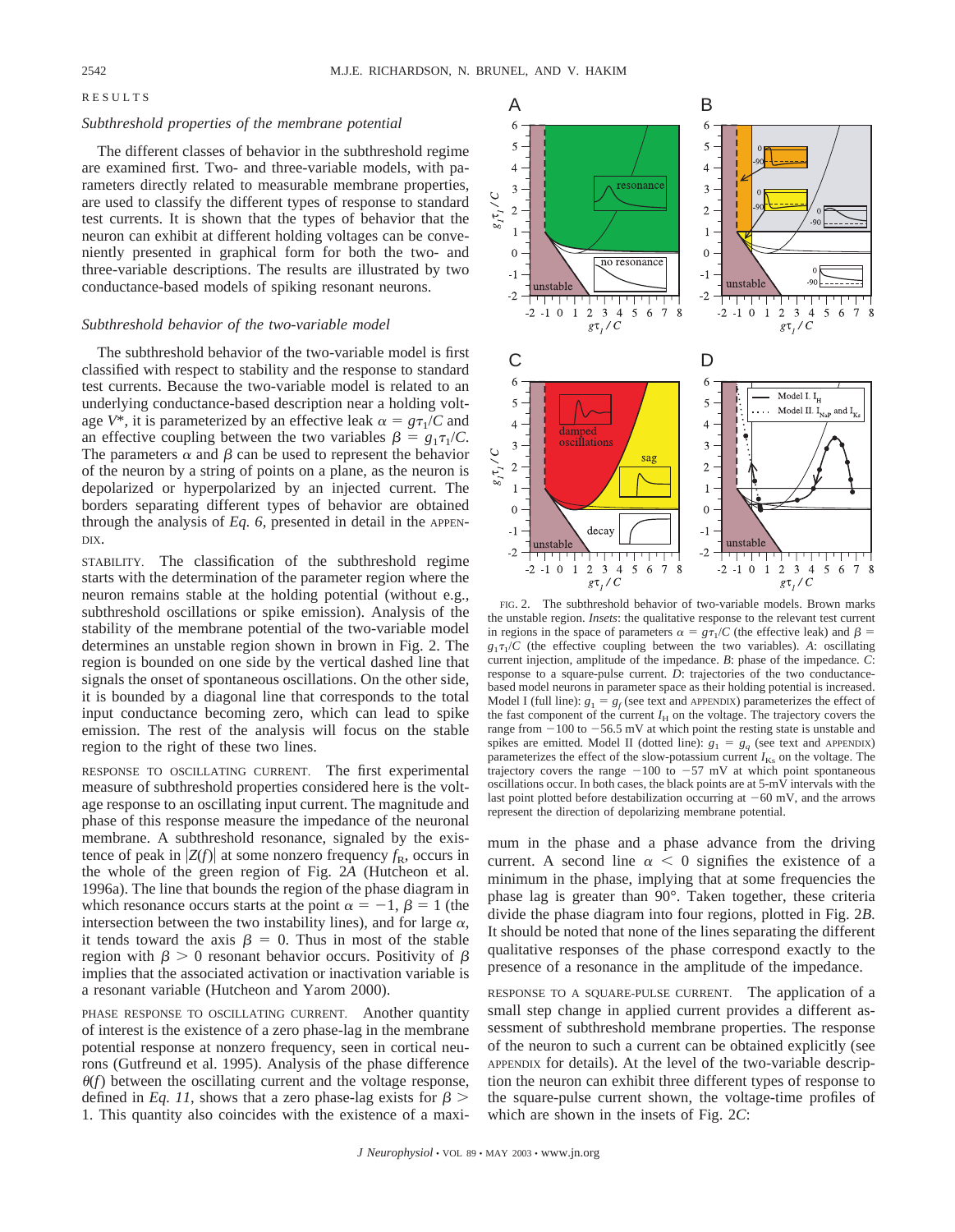# RESULTS

## *Subthreshold properties of the membrane potential*

The different classes of behavior in the subthreshold regime are examined first. Two- and three-variable models, with parameters directly related to measurable membrane properties, are used to classify the different types of response to standard test currents. It is shown that the types of behavior that the neuron can exhibit at different holding voltages can be conveniently presented in graphical form for both the two- and three-variable descriptions. The results are illustrated by two conductance-based models of spiking resonant neurons.

## *Subthreshold behavior of the two-variable model*

The subthreshold behavior of the two-variable model is first classified with respect to stability and the response to standard test currents. Because the two-variable model is related to an underlying conductance-based description near a holding voltage $V^*$, it is parameterized by an effective leak $\alpha = g\tau_1/C$ and an effective coupling between the two variables $\beta = g_1\tau_1/C$. The parameters $\alpha$ and $\beta$ can be used to represent the behavior of the neuron by a string of points on a plane, as the neuron is depolarized or hyperpolarized by an injected current. The borders separating different types of behavior are obtained through the analysis of *Eq. 6*, presented in detail in the APPENDIX.

STABILITY. The classification of the subthreshold regime starts with the determination of the parameter region where the neuron remains stable at the holding potential (without e.g., subthreshold oscillations or spike emission). Analysis of the stability of the membrane potential of the two-variable model determines an unstable region shown in brown in Fig. 2. The region is bounded on one side by the vertical dashed line that signals the onset of spontaneous oscillations. On the other side, it is bounded by a diagonal line that corresponds to the total input conductance becoming zero, which can lead to spike emission. The rest of the analysis will focus on the stable region to the right of these two lines.

RESPONSE TO OSCILLATING CURRENT. The first experimental measure of subthreshold properties considered here is the voltage response to an oscillating input current. The magnitude and phase of this response measure the impedance of the neuronal membrane. A subthreshold resonance, signaled by the existence of peak in $|Z(f)|$ at some nonzero frequency $f_R$, occurs in the whole of the green region of Fig. 2*A* (Hutcheon et al. 1996a). The line that bounds the region of the phase diagram in which resonance occurs starts at the point $\alpha = -1$, $\beta = 1$ (the intersection between the two instability lines), and for large $\alpha$, it tends toward the axis $\beta = 0$. Thus in most of the stable region with $\beta > 0$ resonant behavior occurs. Positivity of $\beta$ implies that the associated activation or inactivation variable is a resonant variable (Hutcheon and Yarom 2000).

PHASE RESPONSE TO OSCILLATING CURRENT. Another quantity of interest is the existence of a zero phase-lag in the membrane potential response at nonzero frequency, seen in cortical neurons (Gutfreund et al. 1995). Analysis of the phase difference $\theta(f)$ between the oscillating current and the voltage response, defined in *Eq. 11*, shows that a zero phase-lag exists for $\beta > 1$. This quantity also coincides with the existence of a maximum in the phase and a phase advance from the driving current. A second line $\alpha < 0$ signifies the existence of a minimum in the phase, implying that at some frequencies the phase lag is greater than 90°. Taken together, these criteria divide the phase diagram into four regions, plotted in Fig. 2*B*. It should be noted that none of the lines separating the different qualitative responses of the phase correspond exactly to the presence of a resonance in the amplitude of the impedance.

FIG. 2. The subthreshold behavior of two-variable models. Brown marks the unstable region. *Insets*: the qualitative response to the relevant test current in regions in the space of parameters $\alpha = g\tau_1/C$ (the effective leak) and $\beta = g_1\tau_1/C$ (the effective coupling between the two variables). *A*: oscillating current injection, amplitude of the impedance. *B*: phase of the impedance. *C*: response to a square-pulse current. *D*: trajectories of the two conductance-based model neurons in parameter space as their holding potential is increased. Model I (full line): $g_1 = g_f$ (see text and APPENDIX) parameterizes the effect of the fast component of the current $I_H$ on the voltage. The trajectory covers the range from $-100$ to $-56.5$ mV at which point the resting state is unstable and spikes are emitted. Model II (dotted line): $g_1 = g_q$ (see text and APPENDIX) parameterizes the effect of the slow-potassium current $I_{Ks}$ on the voltage. The trajectory covers the range $-100$ to $-57$ mV at which point spontaneous oscillations occur. In both cases, the black points are at 5-mV intervals with the last point plotted before destabilization occurring at $-60$ mV, and the arrows represent the direction of depolarizing membrane potential.

RESPONSE TO A SQUARE-PULSE CURRENT. The application of a small step change in applied current provides a different assessment of subthreshold membrane properties. The response of the neuron to such a current can be obtained explicitly (see APPENDIX for details). At the level of the two-variable description the neuron can exhibit three different types of response to the square-pulse current shown, the voltage-time profiles of which are shown in the insets of Fig. 2*C*: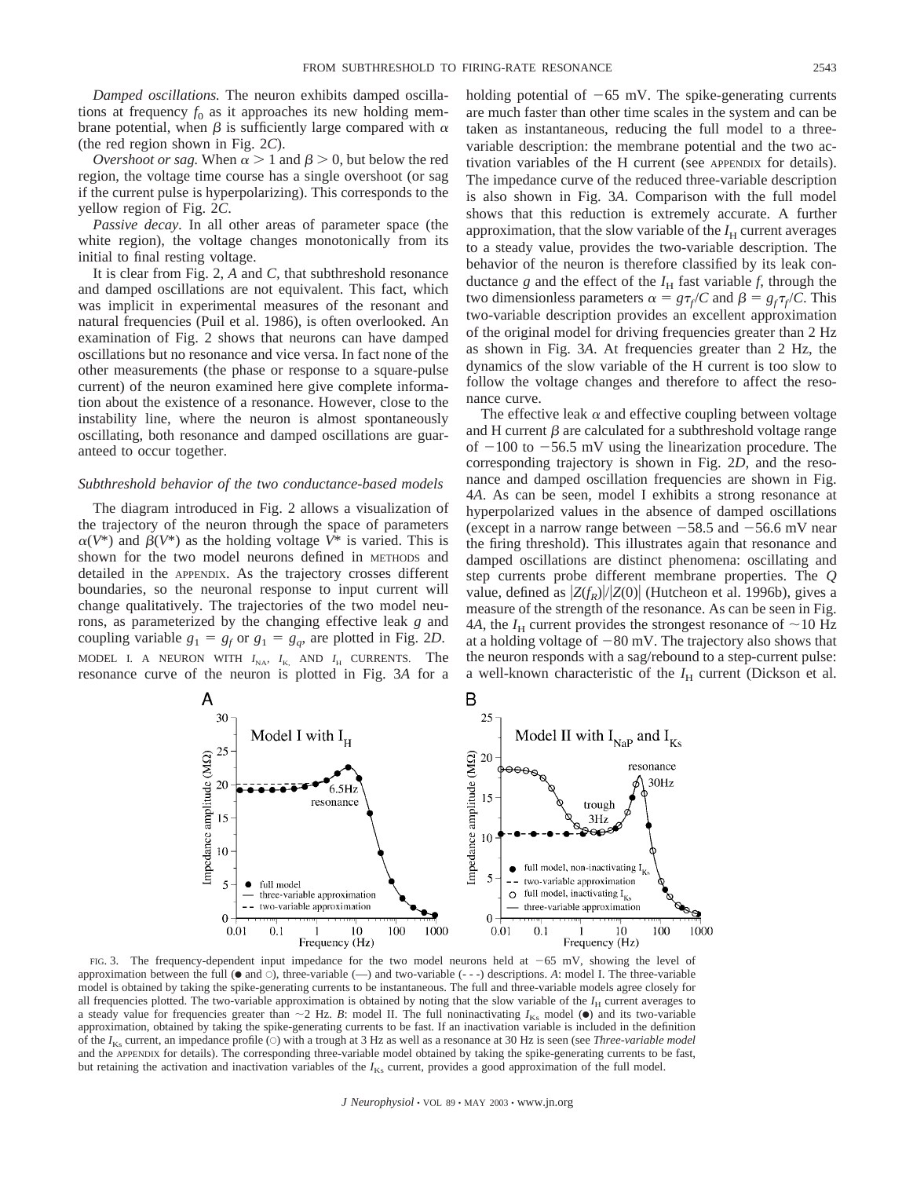*Damped oscillations.* The neuron exhibits damped oscillations at frequency $f_0$ as it approaches its new holding membrane potential, when $\beta$ is sufficiently large compared with $\alpha$ (the red region shown in Fig. 2*C*).

*Overshoot or sag.* When $\alpha > 1$ and $\beta > 0$, but below the red region, the voltage time course has a single overshoot (or sag if the current pulse is hyperpolarizing). This corresponds to the yellow region of Fig. 2*C*.

*Passive decay.* In all other areas of parameter space (the white region), the voltage changes monotonically from its initial to final resting voltage.

It is clear from Fig. 2, *A* and *C*, that subthreshold resonance and damped oscillations are not equivalent. This fact, which was implicit in experimental measures of the resonant and natural frequencies (Puil et al. 1986), is often overlooked. An examination of Fig. 2 shows that neurons can have damped oscillations but no resonance and vice versa. In fact none of the other measurements (the phase or response to a square-pulse current) of the neuron examined here give complete information about the existence of a resonance. However, close to the instability line, where the neuron is almost spontaneously oscillating, both resonance and damped oscillations are guaranteed to occur together.

### *Subthreshold behavior of the two conductance-based models*

The diagram introduced in Fig. 2 allows a visualization of the trajectory of the neuron through the space of parameters $\alpha(V^*)$ and $\beta(V^*)$ as the holding voltage $V^*$ is varied. This is shown for the two model neurons defined in METHODS and detailed in the APPENDIX. As the trajectory crosses different boundaries, so the neuronal response to input current will change qualitatively. The trajectories of the two model neurons, as parameterized by the changing effective leak $g$ and coupling variable $g_1 = g_f$ or $g_1 = g_q$, are plotted in Fig. 2*D*.

MODEL I. A NEURON WITH $I_{NA}$, $I_{K}$, AND $I_{H}$ CURRENTS. The resonance curve of the neuron is plotted in Fig. 3*A* for a holding potential of −65 mV. The spike-generating currents are much faster than other time scales in the system and can be taken as instantaneous, reducing the full model to a three-variable description: the membrane potential and the two activation variables of the H current (see APPENDIX for details). The impedance curve of the reduced three-variable description is also shown in Fig. 3*A*. Comparison with the full model shows that this reduction is extremely accurate. A further approximation, that the slow variable of the $I_H$ current averages to a steady value, provides the two-variable description. The behavior of the neuron is therefore classified by its leak conductance $g$ and the effect of the $I_H$ fast variable $f$, through the two dimensionless parameters $\alpha = g\tau_f/C$ and $\beta = g_f\tau_f/C$. This two-variable description provides an excellent approximation of the original model for driving frequencies greater than 2 Hz as shown in Fig. 3*A*. At frequencies greater than 2 Hz, the dynamics of the slow variable of the H current is too slow to follow the voltage changes and therefore to affect the resonance curve.

The effective leak $\alpha$ and effective coupling between voltage and H current $\beta$ are calculated for a subthreshold voltage range of −100 to −56.5 mV using the linearization procedure. The corresponding trajectory is shown in Fig. 2*D*, and the resonance and damped oscillation frequencies are shown in Fig. 4*A*. As can be seen, model I exhibits a strong resonance at hyperpolarized values in the absence of damped oscillations (except in a narrow range between −58.5 and −56.6 mV near the firing threshold). This illustrates again that resonance and damped oscillations are distinct phenomena: oscillating and step currents probe different membrane properties. The *Q* value, defined as $|Z(f_R)|/|Z(0)|$ (Hutcheon et al. 1996b), gives a measure of the strength of the resonance. As can be seen in Fig. 4*A*, the $I_H$ current provides the strongest resonance of ~10 Hz at a holding voltage of −80 mV. The trajectory also shows that the neuron responds with a sag/rebound to a step-current pulse: a well-known characteristic of the $I_H$ current (Dickson et al.

FIG. 3. The frequency-dependent input impedance for the two model neurons held at −65 mV, showing the level of approximation between the full (● and ○), three-variable (—) and two-variable (- - -) descriptions. *A*: model I. The three-variable model is obtained by taking the spike-generating currents to be instantaneous. The full and three-variable models agree closely for all frequencies plotted. The two-variable approximation is obtained by noting that the slow variable of the $I_H$ current averages to a steady value for frequencies greater than ~2 Hz. *B*: model II. The full noninactivating $I_{Ks}$ model (●) and its two-variable approximation, obtained by taking the spike-generating currents to be fast. If an inactivation variable is included in the definition of the $I_{Ks}$ current, an impedance profile (○) with a trough at 3 Hz as well as a resonance at 30 Hz is seen (see *Three-variable model* and the APPENDIX for details). The corresponding three-variable model obtained by taking the spike-generating currents to be fast, but retaining the activation and inactivation variables of the $I_{Ks}$ current, provides a good approximation of the full model.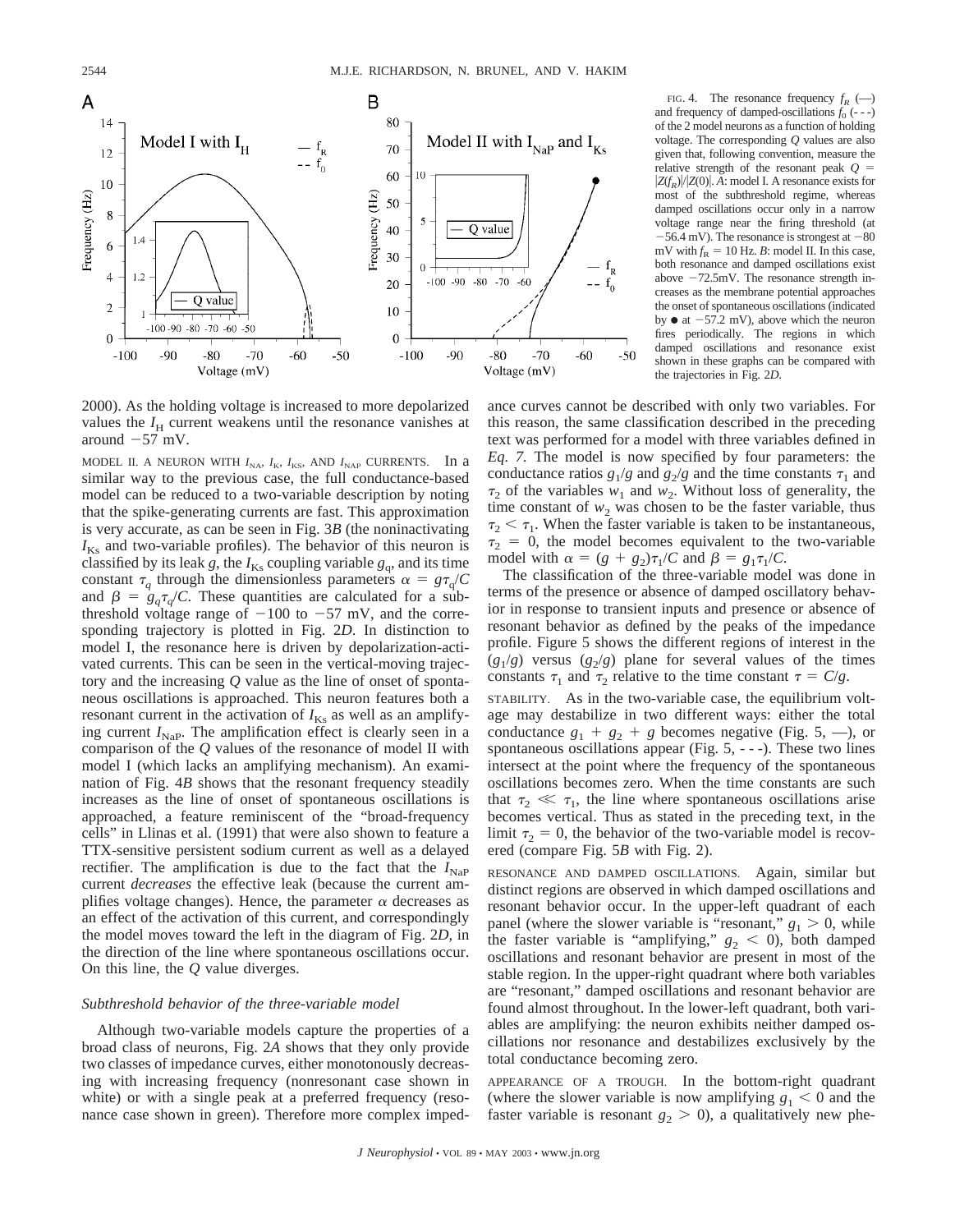FIG. 4. The resonance frequency $f_R$ (—) and frequency of damped-oscillations $f_0$ (- - -) of the 2 model neurons as a function of holding voltage. The corresponding $Q$ values are also given that, following convention, measure the relative strength of the resonant peak $Q = |Z(f_R)|/|Z(0)|$. *A*: model I. A resonance exists for most of the subthreshold regime, whereas damped oscillations occur only in a narrow voltage range near the firing threshold (at −56.4 mV). The resonance is strongest at −80 mV with $f_R = 10$ Hz. *B*: model II. In this case, both resonance and damped oscillations exist above −72.5mV. The resonance strength increases as the membrane potential approaches the onset of spontaneous oscillations (indicated by ● at −57.2 mV), above which the neuron fires periodically. The regions in which damped oscillations and resonance exist shown in these graphs can be compared with the trajectories in Fig. 2*D*.

2000). As the holding voltage is increased to more depolarized values the $I_H$ current weakens until the resonance vanishes at around −57 mV.

MODEL II. A NEURON WITH $I_{NA}$, $I_K$, $I_{KS}$, AND $I_{NAP}$ CURRENTS. In a similar way to the previous case, the full conductance-based model can be reduced to a two-variable description by noting that the spike-generating currents are fast. This approximation is very accurate, as can be seen in Fig. 3*B* (the noninactivating $I_{Ks}$ and two-variable profiles). The behavior of this neuron is classified by its leak $g$, the $I_{Ks}$ coupling variable $g_q$, and its time constant $\tau_q$ through the dimensionless parameters $\alpha = g\tau_q/C$ and $\beta = g_q\tau_q/C$. These quantities are calculated for a subthreshold voltage range of −100 to −57 mV, and the corresponding trajectory is plotted in Fig. 2*D*. In distinction to model I, the resonance here is driven by depolarization-activated currents. This can be seen in the vertical-moving trajectory and the increasing $Q$ value as the line of onset of spontaneous oscillations is approached. This neuron features both a resonant current in the activation of $I_{Ks}$ as well as an amplifying current $I_{NaP}$. The amplification effect is clearly seen in a comparison of the $Q$ values of the resonance of model II with model I (which lacks an amplifying mechanism). An examination of Fig. 4*B* shows that the resonant frequency steadily increases as the line of onset of spontaneous oscillations is approached, a feature reminiscent of the "broad-frequency cells" in Llinas et al. (1991) that were also shown to feature a TTX-sensitive persistent sodium current as well as a delayed rectifier. The amplification is due to the fact that the $I_{NaP}$ current *decreases* the effective leak (because the current amplifies voltage changes). Hence, the parameter $\alpha$ decreases as an effect of the activation of this current, and correspondingly the model moves toward the left in the diagram of Fig. 2*D*, in the direction of the line where spontaneous oscillations occur. On this line, the $Q$ value diverges.

### *Subthreshold behavior of the three-variable model*

Although two-variable models capture the properties of a broad class of neurons, Fig. 2*A* shows that they only provide two classes of impedance curves, either monotonously decreasing with increasing frequency (nonresonant case shown in white) or with a single peak at a preferred frequency (resonance case shown in green). Therefore more complex impedance curves cannot be described with only two variables. For this reason, the same classification described in the preceding text was performed for a model with three variables defined in *Eq. 7*. The model is now specified by four parameters: the conductance ratios $g_1/g$ and $g_2/g$ and the time constants $\tau_1$ and $\tau_2$ of the variables $w_1$ and $w_2$. Without loss of generality, the time constant of $w_2$ was chosen to be the faster variable, thus $\tau_2 < \tau_1$. When the faster variable is taken to be instantaneous, $\tau_2 = 0$, the model becomes equivalent to the two-variable model with $\alpha = (g + g_2)\tau_1/C$ and $\beta = g_1\tau_1/C$.

The classification of the three-variable model was done in terms of the presence or absence of damped oscillatory behavior in response to transient inputs and presence or absence of resonant behavior as defined by the peaks of the impedance profile. Figure 5 shows the different regions of interest in the $(g_1/g)$ versus $(g_2/g)$ plane for several values of the times constants $\tau_1$ and $\tau_2$ relative to the time constant $\tau = C/g$.

STABILITY. As in the two-variable case, the equilibrium voltage may destabilize in two different ways: either the total conductance $g_1 + g_2 + g$ becomes negative (Fig. 5, —), or spontaneous oscillations appear (Fig. 5, - - -). These two lines intersect at the point where the frequency of the spontaneous oscillations becomes zero. When the time constants are such that $\tau_2 \ll \tau_1$, the line where spontaneous oscillations arise becomes vertical. Thus as stated in the preceding text, in the limit $\tau_2 = 0$, the behavior of the two-variable model is recovered (compare Fig. 5*B* with Fig. 2).

RESONANCE AND DAMPED OSCILLATIONS. Again, similar but distinct regions are observed in which damped oscillations and resonant behavior occur. In the upper-left quadrant of each panel (where the slower variable is "resonant," $g_1 > 0$, while the faster variable is "amplifying," $g_2 < 0$), both damped oscillations and resonant behavior are present in most of the stable region. In the upper-right quadrant where both variables are "resonant," damped oscillations and resonant behavior are found almost throughout. In the lower-left quadrant, both variables are amplifying: the neuron exhibits neither damped oscillations nor resonance and destabilizes exclusively by the total conductance becoming zero.

APPEARANCE OF A TROUGH. In the bottom-right quadrant (where the slower variable is now amplifying $g_1 < 0$ and the faster variable is resonant $g_2 > 0$), a qualitatively new phe-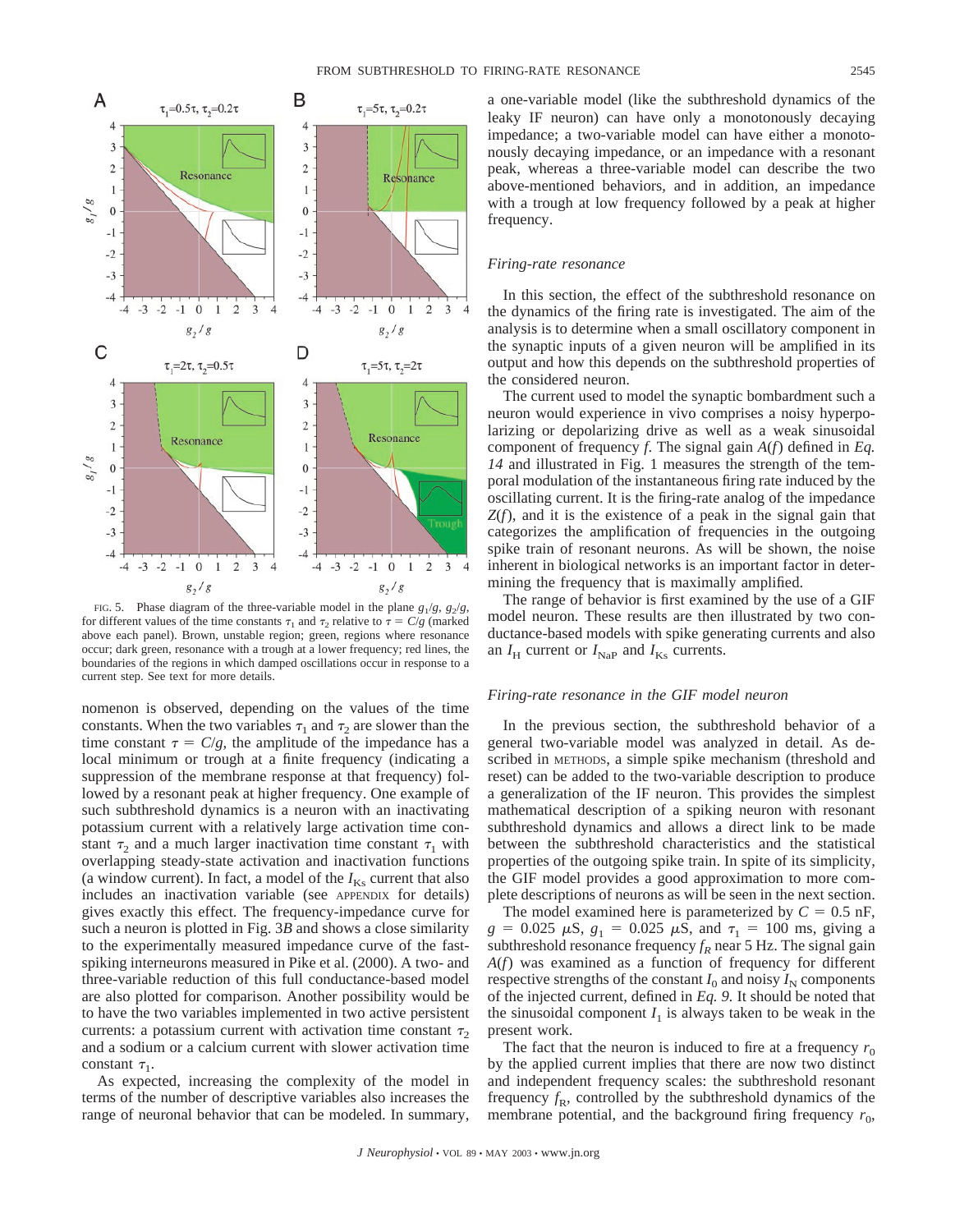FIG. 5. Phase diagram of the three-variable model in the plane $g_1/g$, $g_2/g$, for different values of the time constants $\tau_1$ and $\tau_2$ relative to $\tau = C/g$ (marked above each panel). Brown, unstable region; green, regions where resonance occur; dark green, resonance with a trough at a lower frequency; red lines, the boundaries of the regions in which damped oscillations occur in response to a current step. See text for more details.

nomenon is observed, depending on the values of the time constants. When the two variables $\tau_1$ and $\tau_2$ are slower than the time constant $\tau = C/g$, the amplitude of the impedance has a local minimum or trough at a finite frequency (indicating a suppression of the membrane response at that frequency) followed by a resonant peak at higher frequency. One example of such subthreshold dynamics is a neuron with an inactivating potassium current with a relatively large activation time constant $\tau_2$ and a much larger inactivation time constant $\tau_1$ with overlapping steady-state activation and inactivation functions (a window current). In fact, a model of the $I_{\text{Ks}}$ current that also includes an inactivation variable (see APPENDIX for details) gives exactly this effect. The frequency-impedance curve for such a neuron is plotted in Fig. 3*B* and shows a close similarity to the experimentally measured impedance curve of the fast-spiking interneurons measured in Pike et al. (2000). A two- and three-variable reduction of this full conductance-based model are also plotted for comparison. Another possibility would be to have the two variables implemented in two active persistent currents: a potassium current with activation time constant $\tau_2$ and a sodium or a calcium current with slower activation time constant $\tau_1$.

As expected, increasing the complexity of the model in terms of the number of descriptive variables also increases the range of neuronal behavior that can be modeled. In summary, a one-variable model (like the subthreshold dynamics of the leaky IF neuron) can have only a monotonously decaying impedance; a two-variable model can have either a monotonously decaying impedance, or an impedance with a resonant peak, whereas a three-variable model can describe the two above-mentioned behaviors, and in addition, an impedance with a trough at low frequency followed by a peak at higher frequency.

### *Firing-rate resonance*

In this section, the effect of the subthreshold resonance on the dynamics of the firing rate is investigated. The aim of the analysis is to determine when a small oscillatory component in the synaptic inputs of a given neuron will be amplified in its output and how this depends on the subthreshold properties of the considered neuron.

The current used to model the synaptic bombardment such a neuron would experience in vivo comprises a noisy hyperpolarizing or depolarizing drive as well as a weak sinusoidal component of frequency $f$. The signal gain $A(f)$ defined in *Eq. 14* and illustrated in Fig. 1 measures the strength of the temporal modulation of the instantaneous firing rate induced by the oscillating current. It is the firing-rate analog of the impedance $Z(f)$, and it is the existence of a peak in the signal gain that categorizes the amplification of frequencies in the outgoing spike train of resonant neurons. As will be shown, the noise inherent in biological networks is an important factor in determining the frequency that is maximally amplified.

The range of behavior is first examined by the use of a GIF model neuron. These results are then illustrated by two conductance-based models with spike generating currents and also an $I_{\text{H}}$ current or $I_{\text{NaP}}$ and $I_{\text{Ks}}$ currents.

### *Firing-rate resonance in the GIF model neuron*

In the previous section, the subthreshold behavior of a general two-variable model was analyzed in detail. As described in METHODS, a simple spike mechanism (threshold and reset) can be added to the two-variable description to produce a generalization of the IF neuron. This provides the simplest mathematical description of a spiking neuron with resonant subthreshold dynamics and allows a direct link to be made between the subthreshold characteristics and the statistical properties of the outgoing spike train. In spite of its simplicity, the GIF model provides a good approximation to more complete descriptions of neurons as will be seen in the next section.

The model examined here is parameterized by $C = 0.5$ nF, $g = 0.025$ $\mu$S, $g_1 = 0.025$ $\mu$S, and $\tau_1 = 100$ ms, giving a subthreshold resonance frequency $f_R$ near 5 Hz. The signal gain $A(f)$ was examined as a function of frequency for different respective strengths of the constant $I_0$ and noisy $I_{\text{N}}$ components of the injected current, defined in *Eq. 9*. It should be noted that the sinusoidal component $I_1$ is always taken to be weak in the present work.

The fact that the neuron is induced to fire at a frequency $r_0$ by the applied current implies that there are now two distinct and independent frequency scales: the subthreshold resonant frequency $f_{\text{R}}$, controlled by the subthreshold dynamics of the membrane potential, and the background firing frequency $r_0$,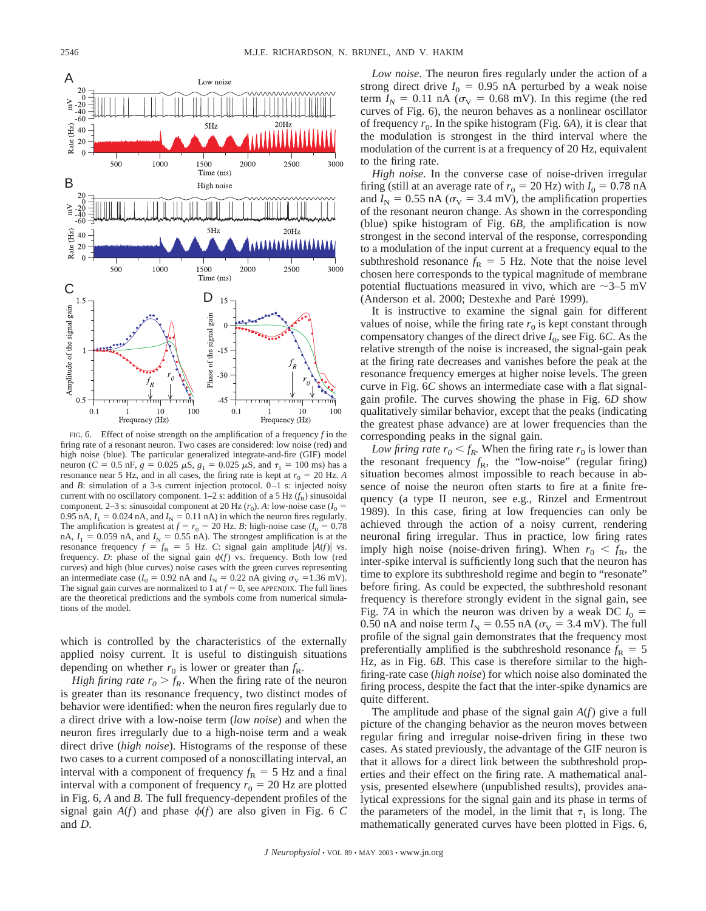FIG. 6. Effect of noise strength on the amplification of a frequency $f$ in the firing rate of a resonant neuron. Two cases are considered: low noise (red) and high noise (blue). The particular generalized integrate-and-fire (GIF) model neuron ($C = 0.5$ nF, $g = 0.025$ μS, $g_1 = 0.025$ μS, and $\tau_1 = 100$ ms) has a resonance near 5 Hz, and in all cases, the firing rate is kept at $r_0 = 20$ Hz. *A* and *B*: simulation of a 3-s current injection protocol. 0–1 s: injected noisy current with no oscillatory component. 1–2 s: addition of a 5 Hz ($f_R$) sinusoidal component. 2–3 s: sinusoidal component at 20 Hz ($r_0$). *A*: low-noise case ($I_0 = 0.95$ nA, $I_1 = 0.024$ nA, and $I_N = 0.11$ nA) in which the neuron fires regularly. The amplification is greatest at $f = r_0 = 20$ Hz. *B*: high-noise case ($I_0 = 0.78$ nA, $I_1 = 0.059$ nA, and $I_N = 0.55$ nA). The strongest amplification is at the resonance frequency $f = f_R = 5$ Hz. *C*: signal gain amplitude $|A(f)|$ vs. frequency. *D*: phase of the signal gain $\phi(f)$ vs. frequency. Both low (red curves) and high (blue curves) noise cases with the green curves representing an intermediate case ($I_0 = 0.92$ nA and $I_N = 0.22$ nA giving $\sigma_V = 1.36$ mV). The signal gain curves are normalized to 1 at $f = 0$, see APPENDIX. The full lines are the theoretical predictions and the symbols come from numerical simulations of the model.

which is controlled by the characteristics of the externally applied noisy current. It is useful to distinguish situations depending on whether $r_0$ is lower or greater than $f_R$.

*High firing rate $r_0 > f_R$.* When the firing rate of the neuron is greater than its resonance frequency, two distinct modes of behavior were identified: when the neuron fires regularly due to a direct drive with a low-noise term (*low noise*) and when the neuron fires irregularly due to a high-noise term and a weak direct drive (*high noise*). Histograms of the response of these two cases to a current composed of a nonoscillating interval, an interval with a component of frequency $f_R = 5$ Hz and a final interval with a component of frequency $r_0 = 20$ Hz are plotted in Fig. 6, *A* and *B*. The full frequency-dependent profiles of the signal gain $A(f)$ and phase $\phi(f)$ are also given in Fig. 6 *C* and *D*.

*Low noise.* The neuron fires regularly under the action of a strong direct drive $I_0 = 0.95$ nA perturbed by a weak noise term $I_N = 0.11$ nA ($\sigma_V = 0.68$ mV). In this regime (the red curves of Fig. 6), the neuron behaves as a nonlinear oscillator of frequency $r_0$. In the spike histogram (Fig. 6*A*), it is clear that the modulation is strongest in the third interval where the modulation of the current is at a frequency of 20 Hz, equivalent to the firing rate.

*High noise.* In the converse case of noise-driven irregular firing (still at an average rate of $r_0 = 20$ Hz) with $I_0 = 0.78$ nA and $I_N = 0.55$ nA ($\sigma_V = 3.4$ mV), the amplification properties of the resonant neuron change. As shown in the corresponding (blue) spike histogram of Fig. 6*B*, the amplification is now strongest in the second interval of the response, corresponding to a modulation of the input current at a frequency equal to the subthreshold resonance $f_R = 5$ Hz. Note that the noise level chosen here corresponds to the typical magnitude of membrane potential fluctuations measured in vivo, which are ~3–5 mV (Anderson et al. 2000; Destexhe and Paré 1999).

It is instructive to examine the signal gain for different values of noise, while the firing rate $r_0$ is kept constant through compensatory changes of the direct drive $I_0$, see Fig. 6*C*. As the relative strength of the noise is increased, the signal-gain peak at the firing rate decreases and vanishes before the peak at the resonance frequency emerges at higher noise levels. The green curve in Fig. 6*C* shows an intermediate case with a flat signal-gain profile. The curves showing the phase in Fig. 6*D* show qualitatively similar behavior, except that the peaks (indicating the greatest phase advance) are at lower frequencies than the corresponding peaks in the signal gain.

*Low firing rate $r_0 < f_R$.* When the firing rate $r_0$ is lower than the resonant frequency $f_R$, the "low-noise" (regular firing) situation becomes almost impossible to reach because in absence of noise the neuron often starts to fire at a finite frequency (a type II neuron, see e.g., Rinzel and Ermentrout 1989). In this case, firing at low frequencies can only be achieved through the action of a noisy current, rendering neuronal firing irregular. Thus in practice, low firing rates imply high noise (noise-driven firing). When $r_0 < f_R$, the inter-spike interval is sufficiently long such that the neuron has time to explore its subthreshold regime and begin to "resonate" before firing. As could be expected, the subthreshold resonant frequency is therefore strongly evident in the signal gain, see Fig. 7*A* in which the neuron was driven by a weak DC $I_0 = 0.50$ nA and noise term $I_N = 0.55$ nA ($\sigma_V = 3.4$ mV). The full profile of the signal gain demonstrates that the frequency most preferentially amplified is the subthreshold resonance $f_R = 5$ Hz, as in Fig. 6*B*. This case is therefore similar to the high-firing-rate case (*high noise*) for which noise also dominated the firing process, despite the fact that the inter-spike dynamics are quite different.

The amplitude and phase of the signal gain $A(f)$ give a full picture of the changing behavior as the neuron moves between regular firing and irregular noise-driven firing in these two cases. As stated previously, the advantage of the GIF neuron is that it allows for a direct link between the subthreshold properties and their effect on the firing rate. A mathematical analysis, presented elsewhere (unpublished results), provides analytical expressions for the signal gain and its phase in terms of the parameters of the model, in the limit that $\tau_1$ is long. The mathematically generated curves have been plotted in Figs. 6,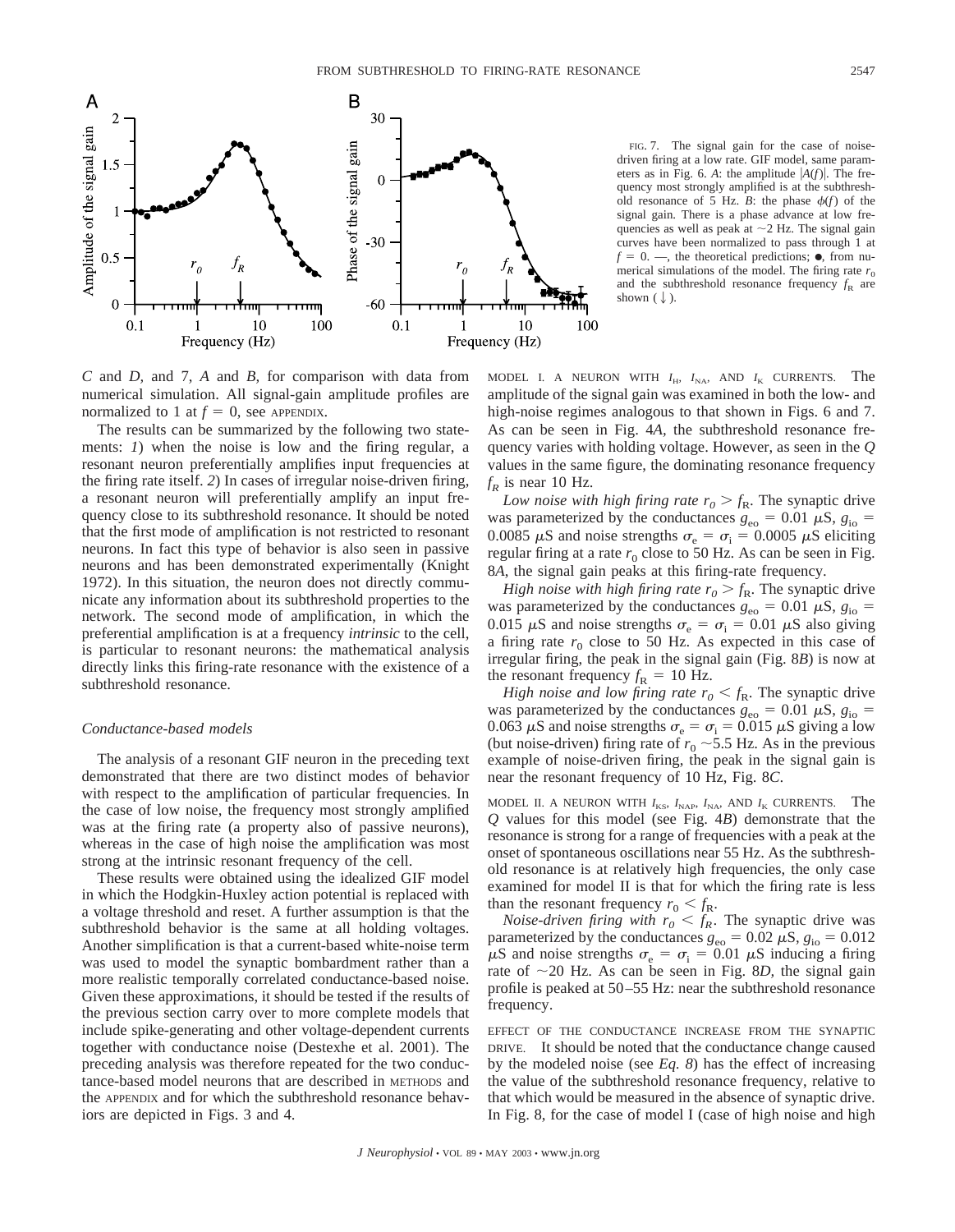A

2

1.5

1

0.5

0

Amplitude of the signal gain

$r_0$

$f_R$

0.1 1 10 100

Frequency (Hz)

B

30

0

-30

-60

Phase of the signal gain

$r_0$

$f_R$

0.1 1 10 100

Frequency (Hz)

FIG. 7. The signal gain for the case of noise-driven firing at a low rate. GIF model, same parameters as in Fig. 6. *A*: the amplitude $|A(f)|$. The frequency most strongly amplified is at the subthreshold resonance of 5 Hz. *B*: the phase $\phi(f)$ of the signal gain. There is a phase advance at low frequencies as well as peak at ~2 Hz. The signal gain curves have been normalized to pass through 1 at $f = 0$. —, the theoretical predictions; ●, from numerical simulations of the model. The firing rate $r_0$ and the subthreshold resonance frequency $f_R$ are shown (↓).

*C* and *D*, and 7, *A* and *B*, for comparison with data from numerical simulation. All signal-gain amplitude profiles are normalized to 1 at $f = 0$, see APPENDIX.

The results can be summarized by the following two statements: *1*) when the noise is low and the firing regular, a resonant neuron preferentially amplifies input frequencies at the firing rate itself. *2*) In cases of irregular noise-driven firing, a resonant neuron will preferentially amplify an input frequency close to its subthreshold resonance. It should be noted that the first mode of amplification is not restricted to resonant neurons. In fact this type of behavior is also seen in passive neurons and has been demonstrated experimentally (Knight 1972). In this situation, the neuron does not directly communicate any information about its subthreshold properties to the network. The second mode of amplification, in which the preferential amplification is at a frequency *intrinsic* to the cell, is particular to resonant neurons: the mathematical analysis directly links this firing-rate resonance with the existence of a subthreshold resonance.

### *Conductance-based models*

The analysis of a resonant GIF neuron in the preceding text demonstrated that there are two distinct modes of behavior with respect to the amplification of particular frequencies. In the case of low noise, the frequency most strongly amplified was at the firing rate (a property also of passive neurons), whereas in the case of high noise the amplification was most strong at the intrinsic resonant frequency of the cell.

These results were obtained using the idealized GIF model in which the Hodgkin-Huxley action potential is replaced with a voltage threshold and reset. A further assumption is that the subthreshold behavior is the same at all holding voltages. Another simplification is that a current-based white-noise term was used to model the synaptic bombardment rather than a more realistic temporally correlated conductance-based noise. Given these approximations, it should be tested if the results of the previous section carry over to more complete models that include spike-generating and other voltage-dependent currents together with conductance noise (Destexhe et al. 2001). The preceding analysis was therefore repeated for the two conductance-based model neurons that are described in METHODS and the APPENDIX and for which the subthreshold resonance behaviors are depicted in Figs. 3 and 4.

MODEL I. A NEURON WITH $I_H$, $I_{NA}$, AND $I_K$ CURRENTS. The amplitude of the signal gain was examined in both the low- and high-noise regimes analogous to that shown in Figs. 6 and 7. As can be seen in Fig. 4*A*, the subthreshold resonance frequency varies with holding voltage. However, as seen in the *Q* values in the same figure, the dominating resonance frequency $f_R$ is near 10 Hz.

*Low noise with high firing rate $r_0 > f_R$*. The synaptic drive was parameterized by the conductances $g_{eo} = 0.01$ μS, $g_{io} = 0.0085$ μS and noise strengths $\sigma_e = \sigma_i = 0.0005$ μS eliciting regular firing at a rate $r_0$ close to 50 Hz. As can be seen in Fig. 8*A*, the signal gain peaks at this firing-rate frequency.

*High noise with high firing rate $r_0 > f_R$*. The synaptic drive was parameterized by the conductances $g_{eo} = 0.01$ μS, $g_{io} = 0.015$ μS and noise strengths $\sigma_e = \sigma_i = 0.01$ μS also giving a firing rate $r_0$ close to 50 Hz. As expected in this case of irregular firing, the peak in the signal gain (Fig. 8*B*) is now at the resonant frequency $f_R = 10$ Hz.

*High noise and low firing rate $r_0 < f_R$*. The synaptic drive was parameterized by the conductances $g_{eo} = 0.01$ μS, $g_{io} = 0.063$ μS and noise strengths $\sigma_e = \sigma_i = 0.015$ μS giving a low (but noise-driven) firing rate of $r_0$ ~5.5 Hz. As in the previous example of noise-driven firing, the peak in the signal gain is near the resonant frequency of 10 Hz, Fig. 8*C*.

MODEL II. A NEURON WITH $I_{KS}$, $I_{NAP}$, $I_{NA}$, AND $I_K$ CURRENTS. The *Q* values for this model (see Fig. 4*B*) demonstrate that the resonance is strong for a range of frequencies with a peak at the onset of spontaneous oscillations near 55 Hz. As the subthreshold resonance is at relatively high frequencies, the only case examined for model II is that for which the firing rate is less than the resonant frequency $r_0 < f_R$.

*Noise-driven firing with $r_0 < f_R$*. The synaptic drive was parameterized by the conductances $g_{eo} = 0.02$ μS, $g_{io} = 0.012$ μS and noise strengths $\sigma_e = \sigma_i = 0.01$ μS inducing a firing rate of ~20 Hz. As can be seen in Fig. 8*D*, the signal gain profile is peaked at 50–55 Hz: near the subthreshold resonance frequency.

EFFECT OF THE CONDUCTANCE INCREASE FROM THE SYNAPTIC DRIVE. It should be noted that the conductance change caused by the modeled noise (see *Eq. 8*) has the effect of increasing the value of the subthreshold resonance frequency, relative to that which would be measured in the absence of synaptic drive. In Fig. 8, for the case of model I (case of high noise and high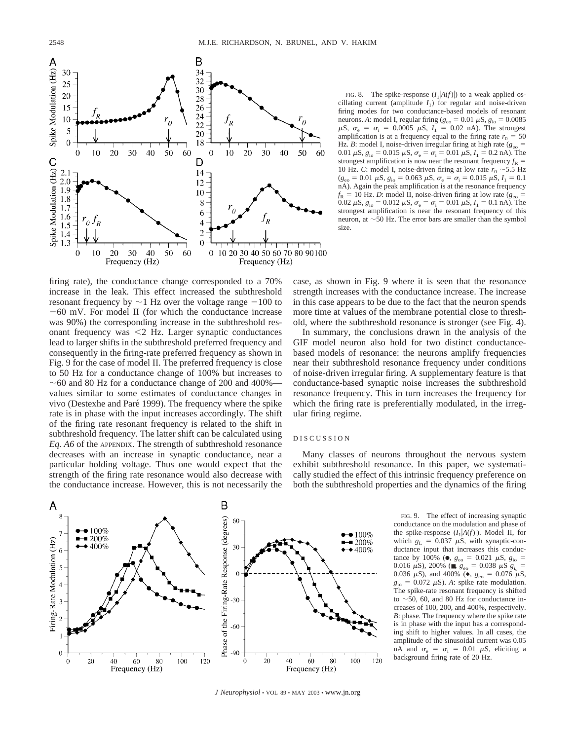FIG. 8. The spike-response ($I_1|A(f)|$) to a weak applied oscillating current (amplitude $I_1$) for regular and noise-driven firing modes for two conductance-based models of resonant neurons. *A*: model I, regular firing ($g_{eo}$ = 0.01 $\mu$S, $g_{io}$ = 0.0085 $\mu$S, $\sigma_e = \sigma_i$ = 0.0005 $\mu$S, $I_1$ = 0.02 nA). The strongest amplification is at a frequency equal to the firing rate $r_0$ = 50 Hz. *B*: model I, noise-driven irregular firing at high rate ($g_{eo}$ = 0.01 $\mu$S, $g_{io}$ = 0.015 $\mu$S, $\sigma_e = \sigma_i$ = 0.01 $\mu$S, $I_1$ = 0.2 nA). The strongest amplification is now near the resonant frequency $f_R$ = 10 Hz. *C*: model I, noise-driven firing at low rate $r_0$ ~5.5 Hz ($g_{eo}$ = 0.01 $\mu$S, $g_{io}$ = 0.063 $\mu$S, $\sigma_e = \sigma_i$ = 0.015 $\mu$S, $I_1$ = 0.1 nA). Again the peak amplification is at the resonance frequency $f_R$ = 10 Hz. *D*: model II, noise-driven firing at low rate ($g_{eo}$ = 0.02 $\mu$S, $g_{io}$ = 0.012 $\mu$S, $\sigma_e = \sigma_i$ = 0.01 $\mu$S, $I_1$ = 0.1 nA). The strongest amplification is near the resonant frequency of this neuron, at ~50 Hz. The error bars are smaller than the symbol size.

firing rate), the conductance change corresponded to a 70% increase in the leak. This effect increased the subthreshold resonant frequency by ~1 Hz over the voltage range −100 to −60 mV. For model II (for which the conductance increase was 90%) the corresponding increase in the subthreshold resonant frequency was <2 Hz. Larger synaptic conductances lead to larger shifts in the subthreshold preferred frequency and consequently in the firing-rate preferred frequency as shown in Fig. 9 for the case of model II. The preferred frequency is close to 50 Hz for a conductance change of 100% but increases to ~60 and 80 Hz for a conductance change of 200 and 400%—values similar to some estimates of conductance changes in vivo (Destexhe and Paré 1999). The frequency where the spike rate is in phase with the input increases accordingly. The shift of the firing rate resonant frequency is related to the shift in subthreshold frequency. The latter shift can be calculated using *Eq. A6* of the APPENDIX. The strength of subthreshold resonance decreases with an increase in synaptic conductance, near a particular holding voltage. Thus one would expect that the strength of the firing rate resonance would also decrease with the conductance increase. However, this is not necessarily the case, as shown in Fig. 9 where it is seen that the resonance strength increases with the conductance increase. The increase in this case appears to be due to the fact that the neuron spends more time at values of the membrane potential close to threshold, where the subthreshold resonance is stronger (see Fig. 4).

In summary, the conclusions drawn in the analysis of the GIF model neuron also hold for two distinct conductance-based models of resonance: the neurons amplify frequencies near their subthreshold resonance frequency under conditions of noise-driven irregular firing. A supplementary feature is that conductance-based synaptic noise increases the subthreshold resonance frequency. This in turn increases the frequency for which the firing rate is preferentially modulated, in the irregular firing regime.

## DISCUSSION

Many classes of neurons throughout the nervous system exhibit subthreshold resonance. In this paper, we systematically studied the effect of this intrinsic frequency preference on both the subthreshold properties and the dynamics of the firing

FIG. 9. The effect of increasing synaptic conductance on the modulation and phase of the spike-response ($I_1|A(f)|$). Model II, for which $g_L$ = 0.037 $\mu$S, with synaptic-conductance input that increases this conductance by 100% (●, $g_{eo}$ = 0.021 $\mu$S, $g_{io}$ = 0.016 $\mu$S), 200% (■, $g_{eo}$ = 0.038 $\mu$S $g_{io}$ = 0.036 $\mu$S), and 400% (◆, $g_{eo}$ = 0.076 $\mu$S, $g_{io}$ = 0.072 $\mu$S). *A*: spike rate modulation. The spike-rate resonant frequency is shifted to ~50, 60, and 80 Hz for conductance increases of 100, 200, and 400%, respectively. *B*: phase. The frequency where the spike rate is in phase with the input has a corresponding shift to higher values. In all cases, the amplitude of the sinusoidal current was 0.05 nA and $\sigma_e = \sigma_i$ = 0.01 $\mu$S, eliciting a background firing rate of 20 Hz.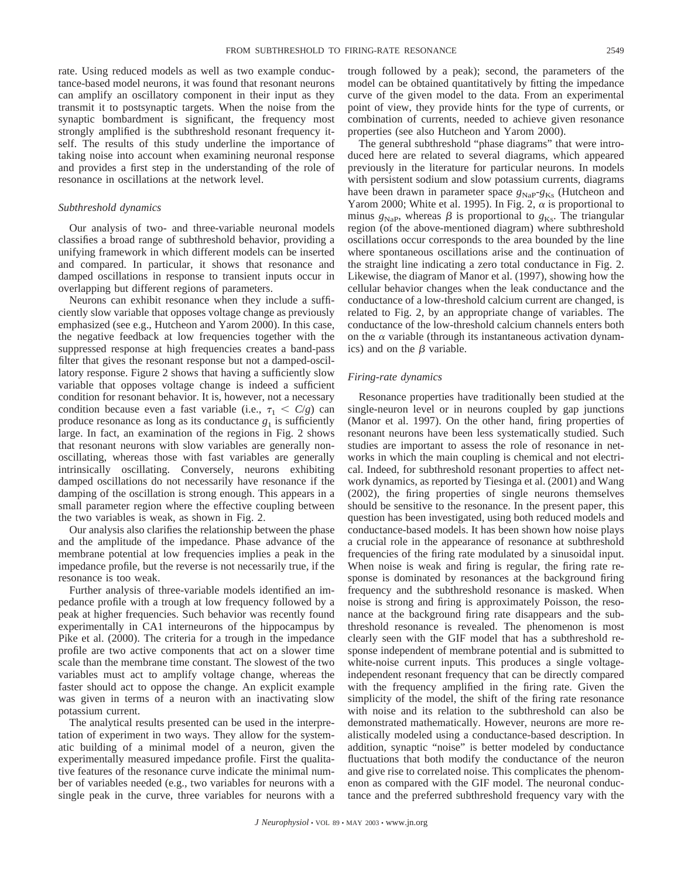rate. Using reduced models as well as two example conductance-based model neurons, it was found that resonant neurons can amplify an oscillatory component in their input as they transmit it to postsynaptic targets. When the noise from the synaptic bombardment is significant, the frequency most strongly amplified is the subthreshold resonant frequency itself. The results of this study underline the importance of taking noise into account when examining neuronal response and provides a first step in the understanding of the role of resonance in oscillations at the network level.

### *Subthreshold dynamics*

Our analysis of two- and three-variable neuronal models classifies a broad range of subthreshold behavior, providing a unifying framework in which different models can be inserted and compared. In particular, it shows that resonance and damped oscillations in response to transient inputs occur in overlapping but different regions of parameters.

Neurons can exhibit resonance when they include a sufficiently slow variable that opposes voltage change as previously emphasized (see e.g., Hutcheon and Yarom 2000). In this case, the negative feedback at low frequencies together with the suppressed response at high frequencies creates a band-pass filter that gives the resonant response but not a damped-oscillatory response. Figure 2 shows that having a sufficiently slow variable that opposes voltage change is indeed a sufficient condition for resonant behavior. It is, however, not a necessary condition because even a fast variable (i.e., $\tau_1 < C/g$) can produce resonance as long as its conductance $g_1$ is sufficiently large. In fact, an examination of the regions in Fig. 2 shows that resonant neurons with slow variables are generally nonoscillating, whereas those with fast variables are generally intrinsically oscillating. Conversely, neurons exhibiting damped oscillations do not necessarily have resonance if the damping of the oscillation is strong enough. This appears in a small parameter region where the effective coupling between the two variables is weak, as shown in Fig. 2.

Our analysis also clarifies the relationship between the phase and the amplitude of the impedance. Phase advance of the membrane potential at low frequencies implies a peak in the impedance profile, but the reverse is not necessarily true, if the resonance is too weak.

Further analysis of three-variable models identified an impedance profile with a trough at low frequency followed by a peak at higher frequencies. Such behavior was recently found experimentally in CA1 interneurons of the hippocampus by Pike et al. (2000). The criteria for a trough in the impedance profile are two active components that act on a slower time scale than the membrane time constant. The slowest of the two variables must act to amplify voltage change, whereas the faster should act to oppose the change. An explicit example was given in terms of a neuron with an inactivating slow potassium current.

The analytical results presented can be used in the interpretation of experiment in two ways. They allow for the systematic building of a minimal model of a neuron, given the experimentally measured impedance profile. First the qualitative features of the resonance curve indicate the minimal number of variables needed (e.g., two variables for neurons with a single peak in the curve, three variables for neurons with a trough followed by a peak); second, the parameters of the model can be obtained quantitatively by fitting the impedance curve of the given model to the data. From an experimental point of view, they provide hints for the type of currents, or combination of currents, needed to achieve given resonance properties (see also Hutcheon and Yarom 2000).

The general subthreshold "phase diagrams" that were introduced here are related to several diagrams, which appeared previously in the literature for particular neurons. In models with persistent sodium and slow potassium currents, diagrams have been drawn in parameter space $g_{\text{NaP}}$-$g_{\text{Ks}}$ (Hutcheon and Yarom 2000; White et al. 1995). In Fig. 2, $\alpha$ is proportional to minus $g_{\text{NaP}}$, whereas $\beta$ is proportional to $g_{\text{Ks}}$. The triangular region (of the above-mentioned diagram) where subthreshold oscillations occur corresponds to the area bounded by the line where spontaneous oscillations arise and the continuation of the straight line indicating a zero total conductance in Fig. 2. Likewise, the diagram of Manor et al. (1997), showing how the cellular behavior changes when the leak conductance and the conductance of a low-threshold calcium current are changed, is related to Fig. 2, by an appropriate change of variables. The conductance of the low-threshold calcium channels enters both on the $\alpha$ variable (through its instantaneous activation dynamics) and on the $\beta$ variable.

### *Firing-rate dynamics*

Resonance properties have traditionally been studied at the single-neuron level or in neurons coupled by gap junctions (Manor et al. 1997). On the other hand, firing properties of resonant neurons have been less systematically studied. Such studies are important to assess the role of resonance in networks in which the main coupling is chemical and not electrical. Indeed, for subthreshold resonant properties to affect network dynamics, as reported by Tiesinga et al. (2001) and Wang (2002), the firing properties of single neurons themselves should be sensitive to the resonance. In the present paper, this question has been investigated, using both reduced models and conductance-based models. It has been shown how noise plays a crucial role in the appearance of resonance at subthreshold frequencies of the firing rate modulated by a sinusoidal input. When noise is weak and firing is regular, the firing rate response is dominated by resonances at the background firing frequency and the subthreshold resonance is masked. When noise is strong and firing is approximately Poisson, the resonance at the background firing rate disappears and the subthreshold resonance is revealed. The phenomenon is most clearly seen with the GIF model that has a subthreshold response independent of membrane potential and is submitted to white-noise current inputs. This produces a single voltage-independent resonant frequency that can be directly compared with the frequency amplified in the firing rate. Given the simplicity of the model, the shift of the firing rate resonance with noise and its relation to the subthreshold can also be demonstrated mathematically. However, neurons are more realistically modeled using a conductance-based description. In addition, synaptic "noise" is better modeled by conductance fluctuations that both modify the conductance of the neuron and give rise to correlated noise. This complicates the phenomenon as compared with the GIF model. The neuronal conductance and the preferred subthreshold frequency vary with the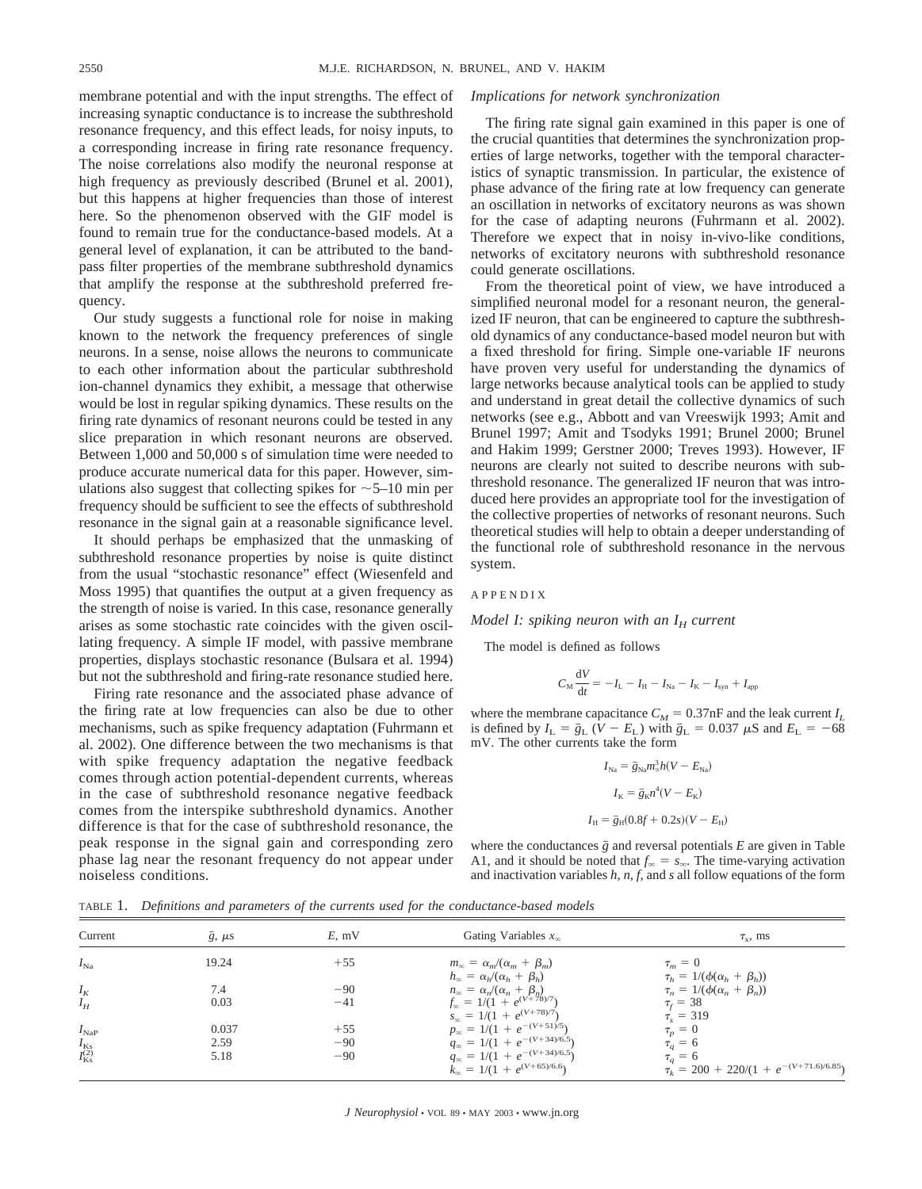membrane potential and with the input strengths. The effect of increasing synaptic conductance is to increase the subthreshold resonance frequency, and this effect leads, for noisy inputs, to a corresponding increase in firing rate resonance frequency. The noise correlations also modify the neuronal response at high frequency as previously described (Brunel et al. 2001), but this happens at higher frequencies than those of interest here. So the phenomenon observed with the GIF model is found to remain true for the conductance-based models. At a general level of explanation, it can be attributed to the band-pass filter properties of the membrane subthreshold dynamics that amplify the response at the subthreshold preferred frequency.

Our study suggests a functional role for noise in making known to the network the frequency preferences of single neurons. In a sense, noise allows the neurons to communicate to each other information about the particular subthreshold ion-channel dynamics they exhibit, a message that otherwise would be lost in regular spiking dynamics. These results on the firing rate dynamics of resonant neurons could be tested in any slice preparation in which resonant neurons are observed. Between 1,000 and 50,000 s of simulation time were needed to produce accurate numerical data for this paper. However, simulations also suggest that collecting spikes for ~5–10 min per frequency should be sufficient to see the effects of subthreshold resonance in the signal gain at a reasonable significance level.

It should perhaps be emphasized that the unmasking of subthreshold resonance properties by noise is quite distinct from the usual "stochastic resonance" effect (Wiesenfeld and Moss 1995) that quantifies the output at a given frequency as the strength of noise is varied. In this case, resonance generally arises as some stochastic rate coincides with the given oscillating frequency. A simple IF model, with passive membrane properties, displays stochastic resonance (Bulsara et al. 1994) but not the subthreshold and firing-rate resonance studied here.

Firing rate resonance and the associated phase advance of the firing rate at low frequencies can also be due to other mechanisms, such as spike frequency adaptation (Fuhrmann et al. 2002). One difference between the two mechanisms is that with spike frequency adaptation the negative feedback comes through action potential-dependent currents, whereas in the case of subthreshold resonance negative feedback comes from the interspike subthreshold dynamics. Another difference is that for the case of subthreshold resonance, the peak response in the signal gain and corresponding zero phase lag near the resonant frequency do not appear under noiseless conditions.

*Implications for network synchronization*

The firing rate signal gain examined in this paper is one of the crucial quantities that determines the synchronization properties of large networks, together with the temporal characteristics of synaptic transmission. In particular, the existence of phase advance of the firing rate at low frequency can generate an oscillation in networks of excitatory neurons as was shown for the case of adapting neurons (Fuhrmann et al. 2002). Therefore we expect that in noisy in-vivo-like conditions, networks of excitatory neurons with subthreshold resonance could generate oscillations.

From the theoretical point of view, we have introduced a simplified neuronal model for a resonant neuron, the generalized IF neuron, that can be engineered to capture the subthreshold dynamics of any conductance-based model neuron but with a fixed threshold for firing. Simple one-variable IF neurons have proven very useful for understanding the dynamics of large networks because analytical tools can be applied to study and understand in great detail the collective dynamics of such networks (see e.g., Abbott and van Vreeswijk 1993; Amit and Brunel 1997; Amit and Tsodyks 1991; Brunel 2000; Brunel and Hakim 1999; Gerstner 2000; Treves 1993). However, IF neurons are clearly not suited to describe neurons with subthreshold resonance. The generalized IF neuron that was introduced here provides an appropriate tool for the investigation of the collective properties of networks of resonant neurons. Such theoretical studies will help to obtain a deeper understanding of the functional role of subthreshold resonance in the nervous system.

## APPENDIX

### *Model I: spiking neuron with an $I_H$ current*

The model is defined as follows

$$C_M \frac{dV}{dt} = -I_L - I_H - I_{Na} - I_K - I_{syn} + I_{app}$$

where the membrane capacitance $C_M = 0.37$nF and the leak current $I_L$ is defined by $I_L = \bar{g}_L (V - E_L)$ with $\bar{g}_L = 0.037$ μS and $E_L = -68$ mV. The other currents take the form

$$I_{Na} = \bar{g}_{Na} m_\infty^3 h (V - E_{Na})$$

$$I_K = \bar{g}_K n^4 (V - E_K)$$

$$I_H = \bar{g}_H (0.8f + 0.2s)(V - E_H)$$

where the conductances $\bar{g}$ and reversal potentials $E$ are given in Table A1, and it should be noted that $f_\infty = s_\infty$. The time-varying activation and inactivation variables $h$, $n$, $f$, and $s$ all follow equations of the form

TABLE 1. *Definitions and parameters of the currents used for the conductance-based models*

| Current | $\bar{g}$, μs | $E$, mV | Gating Variables $x_\infty$ | $\tau_x$, ms |
|---|---|---|---|---|
| $I_{Na}$ | 19.24 | +55 | $m_\infty = \alpha_m/(\alpha_m + \beta_m)$ | $\tau_m = 0$ |
| | | | $h_\infty = \alpha_h/(\alpha_h + \beta_h)$ | $\tau_h = 1/(\phi(\alpha_h + \beta_h))$ |
| $I_K$ | 7.4 | −90 | $n_\infty = \alpha_n/(\alpha_n + \beta_n)$ | $\tau_n = 1/(\phi(\alpha_n + \beta_n))$ |
| $I_H$ | 0.03 | −41 | $f_\infty = 1/(1 + e^{(V+78)/7})$ | $\tau_f = 38$ |
| | | | $s_\infty = 1/(1 + e^{(V+78)/7})$ | $\tau_s = 319$ |
| $I_{NaP}$ | 0.037 | +55 | $p_\infty = 1/(1 + e^{-(V+51)/5})$ | $\tau_p = 0$ |
| $I_{Ks}$ | 2.59 | −90 | $q_\infty = 1/(1 + e^{-(V+34)/6.5})$ | $\tau_q = 6$ |
| $I_{Ks}^{(2)}$ | 5.18 | −90 | $q_\infty = 1/(1 + e^{-(V+34)/6.5})$ | $\tau_q = 6$ |
| | | | $k_\infty = 1/(1 + e^{(V+65)/6.6})$ | $\tau_k = 200 + 220/(1 + e^{-(V+71.6)/6.85})$ |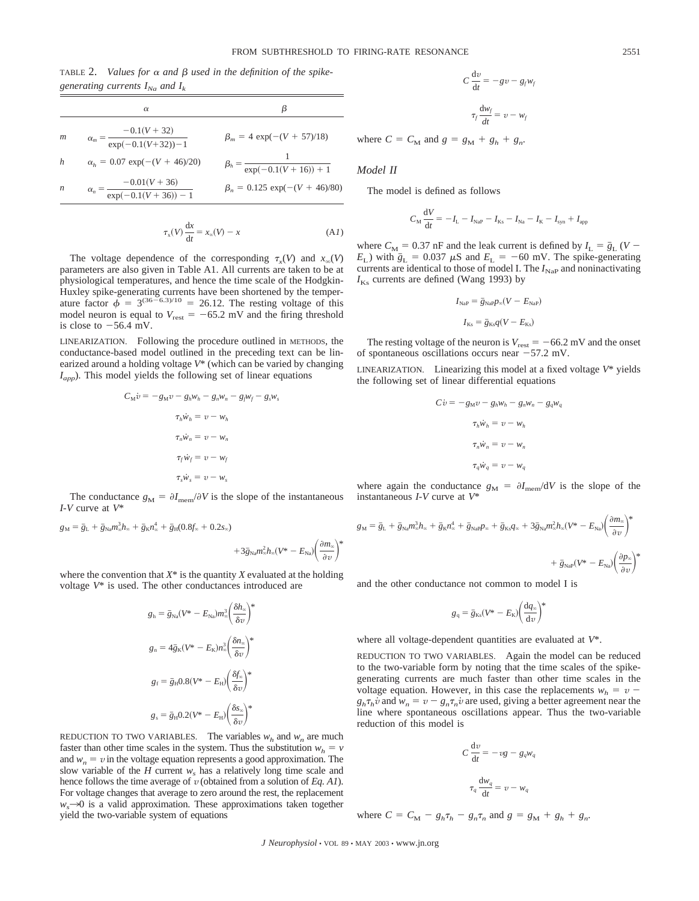TABLE 2. *Values for α and β used in the definition of the spike-generating currents $I_{Na}$ and $I_k$*

| | α | β |
|---|---|---|
| $m$ | $\alpha_m = \dfrac{-0.1(V+32)}{\exp(-0.1(V+32))-1}$ | $\beta_m = 4\exp(-(V+57)/18)$ |
| $h$ | $\alpha_h = 0.07\exp(-(V+46)/20)$ | $\beta_h = \dfrac{1}{\exp(-0.1(V+16))+1}$ |
| $n$ | $\alpha_n = \dfrac{-0.01(V+36)}{\exp(-0.1(V+36))-1}$ | $\beta_n = 0.125\exp(-(V+46)/80)$ |

$$\tau_x(V)\frac{dx}{dt} = x_\infty(V) - x \tag{A1}$$

The voltage dependence of the corresponding $\tau_x(V)$ and $x_\infty(V)$ parameters are also given in Table A1. All currents are taken to be at physiological temperatures, and hence the time scale of the Hodgkin-Huxley spike-generating currents have been shortened by the temperature factor $\phi = 3^{(36-6.3)/10} = 26.12$. The resting voltage of this model neuron is equal to $V_{rest} = -65.2$ mV and the firing threshold is close to $-56.4$ mV.

LINEARIZATION. Following the procedure outlined in METHODS, the conductance-based model outlined in the preceding text can be linearized around a holding voltage $V^*$ (which can be varied by changing $I_{app}$). This model yields the following set of linear equations

$$C_M\dot{v} = -g_M v - g_h w_h - g_n w_n - g_f w_f - g_s w_s$$

$$\tau_h\dot{w}_h = v - w_h$$

$$\tau_n\dot{w}_n = v - w_n$$

$$\tau_f\dot{w}_f = v - w_f$$

$$\tau_s\dot{w}_s = v - w_s$$

The conductance $g_M = \partial I_{mem}/\partial V$ is the slope of the instantaneous *I-V* curve at $V^*$

$$g_M = \bar{g}_L + \bar{g}_{Na}m_\infty^3 h_\infty + \bar{g}_K n_\infty^4 + \bar{g}_H(0.8f_\infty + 0.2s_\infty) + 3\bar{g}_{Na}m_\infty^2 h_\infty(V^* - E_{Na})\left(\frac{\partial m_\infty}{\partial v}\right)^*$$

where the convention that $X^*$ is the quantity $X$ evaluated at the holding voltage $V^*$ is used. The other conductances introduced are

$$g_h = \bar{g}_{Na}(V^* - E_{Na})m_\infty^3\left(\frac{\delta h_\infty}{\delta v}\right)^*$$

$$g_n = 4\bar{g}_K(V^* - E_K)n_\infty^3\left(\frac{\delta n_\infty}{\delta v}\right)^*$$

$$g_f = \bar{g}_H 0.8(V^* - E_H)\left(\frac{\delta f_\infty}{\delta v}\right)^*$$

$$g_s = \bar{g}_H 0.2(V^* - E_H)\left(\frac{\delta s_\infty}{\delta v}\right)^*$$

REDUCTION TO TWO VARIABLES. The variables $w_h$ and $w_n$ are much faster than other time scales in the system. Thus the substitution $w_h = v$ and $w_n = v$ in the voltage equation represents a good approximation. The slow variable of the *H* current $w_s$ has a relatively long time scale and hence follows the time average of $v$ (obtained from a solution of *Eq. A1*). For voltage changes that average to zero around the rest, the replacement $w_s \rightarrow 0$ is a valid approximation. These approximations taken together yield the two-variable system of equations

$$C\frac{dv}{dt} = -gv - g_f w_f$$

$$\tau_f\frac{dw_f}{dt} = v - w_f$$

where $C = C_M$ and $g = g_M + g_h + g_n$.

*Model II*

The model is defined as follows

$$C_M\frac{dV}{dt} = -I_L - I_{NaP} - I_{Ks} - I_{Na} - I_K - I_{syn} + I_{app}$$

where $C_M = 0.37$ nF and the leak current is defined by $I_L = \bar{g}_L(V - E_L)$ with $\bar{g}_L = 0.037$ μS and $E_L = -60$ mV. The spike-generating currents are identical to those of model I. The $I_{NaP}$ and noninactivating $I_{Ks}$ currents are defined (Wang 1993) by

$$I_{NaP} = \bar{g}_{NaP}p_\infty(V - E_{NaP})$$

$$I_{Ks} = \bar{g}_{Ks}q(V - E_{Ks})$$

The resting voltage of the neuron is $V_{rest} = -66.2$ mV and the onset of spontaneous oscillations occurs near $-57.2$ mV.

LINEARIZATION. Linearizing this model at a fixed voltage $V^*$ yields the following set of linear differential equations

$$C\dot{v} = -g_M v - g_h w_h - g_n w_n - g_q w_q$$

$$\tau_h\dot{w}_h = v - w_h$$

$$\tau_n\dot{w}_n = v - w_n$$

$$\tau_q\dot{w}_q = v - w_q$$

where again the conductance $g_M = \partial I_{mem}/dV$ is the slope of the instantaneous *I-V* curve at $V^*$

$$g_M = \bar{g}_L + \bar{g}_{Na}m_\infty^3 h_\infty + \bar{g}_K n_\infty^4 + \bar{g}_{NaP}p_\infty + \bar{g}_{Ks}q_\infty + 3\bar{g}_{Na}m_\infty^2 h_\infty(V^* - E_{Na})\left(\frac{\partial m_\infty}{\partial v}\right)^* + \bar{g}_{NaP}(V^* - E_{Na})\left(\frac{\partial p_\infty}{\partial v}\right)^*$$

and the other conductance not common to model I is

$$g_q = \bar{g}_{Ks}(V^* - E_K)\left(\frac{dq_\infty}{dv}\right)^*$$

where all voltage-dependent quantities are evaluated at $V^*$.

REDUCTION TO TWO VARIABLES. Again the model can be reduced to the two-variable form by noting that the time scales of the spike-generating currents are much faster than other time scales in the voltage equation. However, in this case the replacements $w_h = v - g_h\tau_h\dot{v}$ and $w_n = v - g_n\tau_n\dot{v}$ are used, giving a better agreement near the line where spontaneous oscillations appear. Thus the two-variable reduction of this model is

$$C\frac{dv}{dt} = -vg - g_q w_q$$

$$\tau_q\frac{dw_q}{dt} = v - w_q$$

where $C = C_M - g_h\tau_h - g_n\tau_n$ and $g = g_M + g_h + g_n$.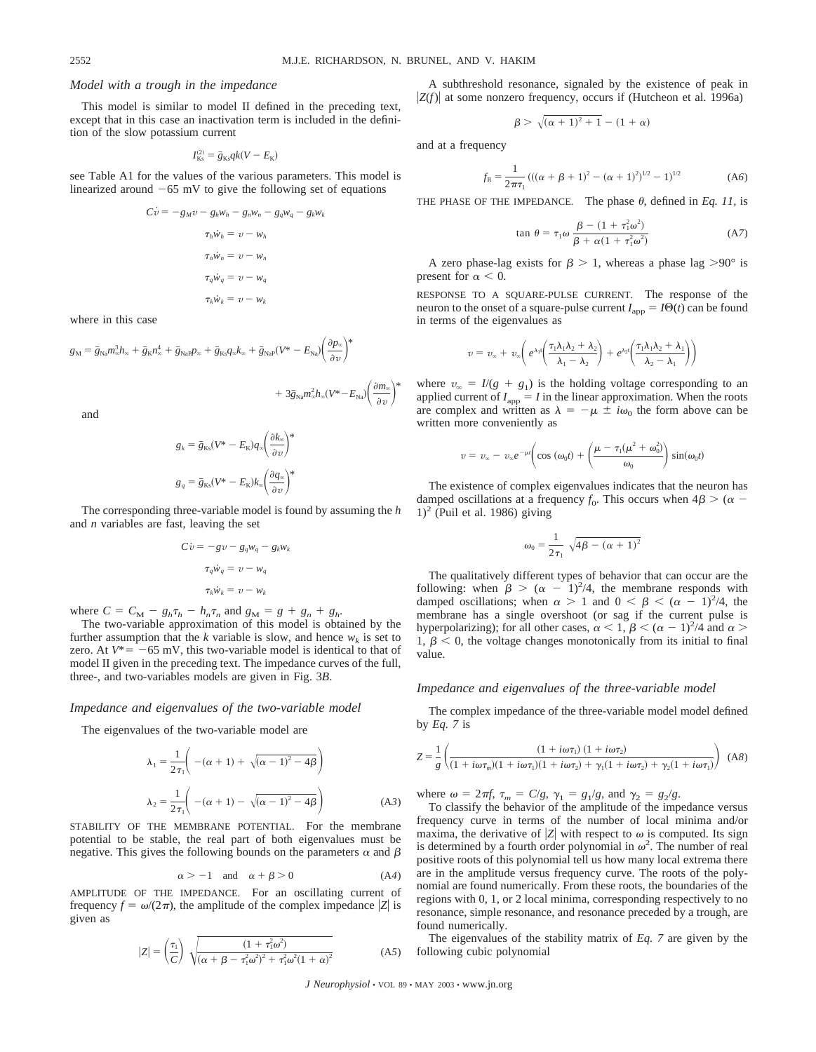### Model with a trough in the impedance

This model is similar to model II defined in the preceding text, except that in this case an inactivation term is included in the definition of the slow potassium current

$$I_{Ks}^{(2)} = \bar{g}_{Ks} qk(V - E_K)$$

see Table A1 for the values of the various parameters. This model is linearized around −65 mV to give the following set of equations

$$C\dot{v} = -g_M v - g_h w_h - g_n w_n - g_q w_q - g_k w_k$$

$$\tau_h \dot{w}_h = v - w_h$$

$$\tau_n \dot{w}_n = v - w_n$$

$$\tau_q \dot{w}_q = v - w_q$$

$$\tau_k \dot{w}_k = v - w_k$$

where in this case

$$g_M = \bar{g}_{Na} m_\infty^3 h_\infty + \bar{g}_K n_\infty^4 + \bar{g}_{NaP} p_\infty + \bar{g}_{Ks} q_\infty k_\infty + \bar{g}_{NaP}(V^* - E_{Na})\left(\frac{\partial p_\infty}{\partial v}\right)^* + 3\bar{g}_{Na} m_\infty^2 h_\infty (V^* - E_{Na})\left(\frac{\partial m_\infty}{\partial v}\right)^*$$

and

$$g_k = \bar{g}_{Ks}(V^* - E_K) q_\infty \left(\frac{\partial k_\infty}{\partial v}\right)^*$$

$$g_q = \bar{g}_{Ks}(V^* - E_K) k_\infty \left(\frac{\partial q_\infty}{\partial v}\right)^*$$

The corresponding three-variable model is found by assuming the $h$ and $n$ variables are fast, leaving the set

$$C\dot{v} = -gv - g_q w_q - g_k w_k$$

$$\tau_q \dot{w}_q = v - w_q$$

$$\tau_k \dot{w}_k = v - w_k$$

where $C = C_M - g_h \tau_h - h_n \tau_n$ and $g_M = g + g_n + g_h$.

The two-variable approximation of this model is obtained by the further assumption that the $k$ variable is slow, and hence $w_k$ is set to zero. At $V^* = -65$ mV, this two-variable model is identical to that of model II given in the preceding text. The impedance curves of the full, three-, and two-variables models are given in Fig. 3*B*.

### Impedance and eigenvalues of the two-variable model

The eigenvalues of the two-variable model are

$$\lambda_1 = \frac{1}{2\tau_1}\left(-(\alpha + 1) + \sqrt{(\alpha - 1)^2 - 4\beta}\right)$$

$$\lambda_2 = \frac{1}{2\tau_1}\left(-(\alpha + 1) - \sqrt{(\alpha - 1)^2 - 4\beta}\right) \tag{A3}$$

STABILITY OF THE MEMBRANE POTENTIAL. For the membrane potential to be stable, the real part of both eigenvalues must be negative. This gives the following bounds on the parameters $\alpha$ and $\beta$

$$\alpha > -1 \quad \text{and} \quad \alpha + \beta > 0 \tag{A4}$$

AMPLITUDE OF THE IMPEDANCE. For an oscillating current of frequency $f = \omega/(2\pi)$, the amplitude of the complex impedance $|Z|$ is given as

$$|Z| = \left(\frac{\tau_1}{C}\right)\sqrt{\frac{(1 + \tau_1^2\omega^2)}{(\alpha + \beta - \tau_1^2\omega^2)^2 + \tau_1^2\omega^2(1 + \alpha)^2}} \tag{A5}$$

A subthreshold resonance, signaled by the existence of peak in $|Z(f)|$ at some nonzero frequency, occurs if (Hutcheon et al. 1996a)

$$\beta > \sqrt{(\alpha + 1)^2 + 1} - (1 + \alpha)$$

and at a frequency

$$f_R = \frac{1}{2\pi\tau_1}\left(((\alpha + \beta + 1)^2 - (\alpha + 1)^2)^{1/2} - 1\right)^{1/2} \tag{A6}$$

THE PHASE OF THE IMPEDANCE. The phase $\theta$, defined in *Eq. 11*, is

$$\tan\theta = \tau_1\omega\,\frac{\beta - (1 + \tau_1^2\omega^2)}{\beta + \alpha(1 + \tau_1^2\omega^2)} \tag{A7}$$

A zero phase-lag exists for $\beta > 1$, whereas a phase lag >90° is present for $\alpha < 0$.

RESPONSE TO A SQUARE-PULSE CURRENT. The response of the neuron to the onset of a square-pulse current $I_{app} = I\Theta(t)$ can be found in terms of the eigenvalues as

$$v = v_\infty + v_\infty\left(e^{\lambda_1 t}\left(\frac{\tau_1\lambda_1\lambda_2 + \lambda_2}{\lambda_1 - \lambda_2}\right) + e^{\lambda_2 t}\left(\frac{\tau_1\lambda_1\lambda_2 + \lambda_1}{\lambda_2 - \lambda_1}\right)\right)$$

where $v_\infty = I/(g + g_1)$ is the holding voltage corresponding to an applied current of $I_{app} = I$ in the linear approximation. When the roots are complex and written as $\lambda = -\mu \pm i\omega_0$ the form above can be written more conveniently as

$$v = v_\infty - v_\infty e^{-\mu t}\left(\cos(\omega_0 t) + \left(\frac{\mu - \tau_1(\mu^2 + \omega_0^2)}{\omega_0}\right)\sin(\omega_0 t)\right)$$

The existence of complex eigenvalues indicates that the neuron has damped oscillations at a frequency $f_0$. This occurs when $4\beta > (\alpha - 1)^2$ (Puil et al. 1986) giving

$$\omega_0 = \frac{1}{2\tau_1}\sqrt{4\beta - (\alpha + 1)^2}$$

The qualitatively different types of behavior that can occur are the following: when $\beta > (\alpha - 1)^2/4$, the membrane responds with damped oscillations; when $\alpha > 1$ and $0 < \beta < (\alpha - 1)^2/4$, the membrane has a single overshoot (or sag if the current pulse is hyperpolarizing); for all other cases, $\alpha < 1$, $\beta < (\alpha - 1)^2/4$ and $\alpha > 1$, $\beta < 0$, the voltage changes monotonically from its initial to final value.

### Impedance and eigenvalues of the three-variable model

The complex impedance of the three-variable model model defined by *Eq. 7* is

$$Z = \frac{1}{g}\left(\frac{(1 + i\omega\tau_1)(1 + i\omega\tau_2)}{(1 + i\omega\tau_m)(1 + i\omega\tau_1)(1 + i\omega\tau_2) + \gamma_1(1 + i\omega\tau_2) + \gamma_2(1 + i\omega\tau_1)}\right) \tag{A8}$$

where $\omega = 2\pi f$, $\tau_m = C/g$, $\gamma_1 = g_1/g$, and $\gamma_2 = g_2/g$.

To classify the behavior of the amplitude of the impedance versus frequency curve in terms of the number of local minima and/or maxima, the derivative of $|Z|$ with respect to $\omega$ is computed. Its sign is determined by a fourth order polynomial in $\omega^2$. The number of real positive roots of this polynomial tell us how many local extrema there are in the amplitude versus frequency curve. The roots of the polynomial are found numerically. From these roots, the boundaries of the regions with 0, 1, or 2 local minima, corresponding respectively to no resonance, simple resonance, and resonance preceded by a trough, are found numerically.

The eigenvalues of the stability matrix of *Eq. 7* are given by the following cubic polynomial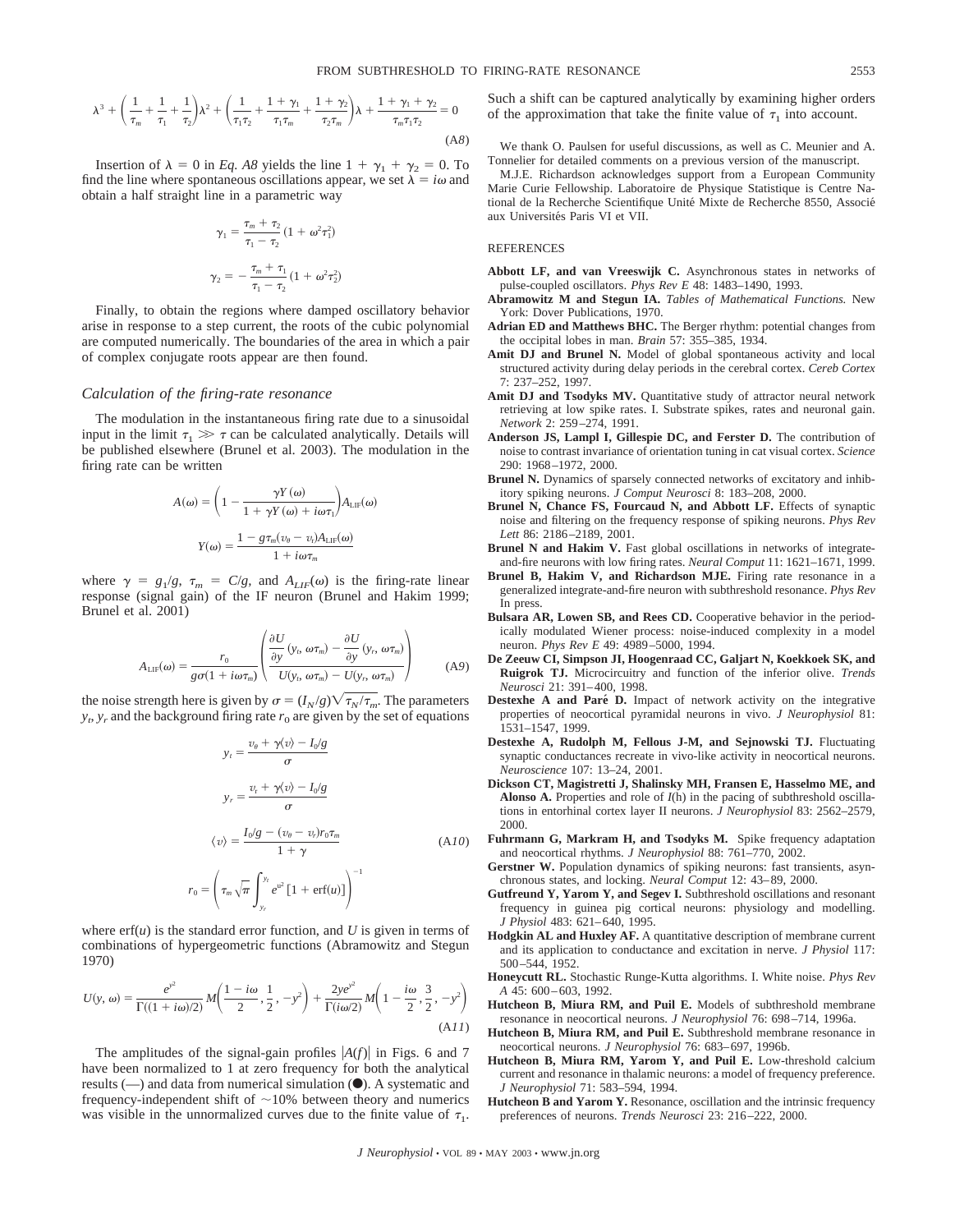$$\lambda^3 + \left(\frac{1}{\tau_m} + \frac{1}{\tau_1} + \frac{1}{\tau_2}\right)\lambda^2 + \left(\frac{1}{\tau_1\tau_2} + \frac{1+\gamma_1}{\tau_1\tau_m} + \frac{1+\gamma_2}{\tau_2\tau_m}\right)\lambda + \frac{1+\gamma_1+\gamma_2}{\tau_m\tau_1\tau_2} = 0 \tag{A8}$$

Insertion of $\lambda = 0$ in *Eq. A8* yields the line $1 + \gamma_1 + \gamma_2 = 0$. To find the line where spontaneous oscillations appear, we set $\lambda = i\omega$ and obtain a half straight line in a parametric way

$$\gamma_1 = \frac{\tau_m + \tau_2}{\tau_1 - \tau_2}(1 + \omega^2\tau_1^2)$$

$$\gamma_2 = -\frac{\tau_m + \tau_1}{\tau_1 - \tau_2}(1 + \omega^2\tau_2^2)$$

Finally, to obtain the regions where damped oscillatory behavior arise in response to a step current, the roots of the cubic polynomial are computed numerically. The boundaries of the area in which a pair of complex conjugate roots appear are then found.

### *Calculation of the firing-rate resonance*

The modulation in the instantaneous firing rate due to a sinusoidal input in the limit $\tau_1 \gg \tau$ can be calculated analytically. Details will be published elsewhere (Brunel et al. 2003). The modulation in the firing rate can be written

$$A(\omega) = \left(1 - \frac{\gamma Y(\omega)}{1 + \gamma Y(\omega) + i\omega\tau_1}\right)A_{\mathrm{LIF}}(\omega)$$

$$Y(\omega) = \frac{1 - g\tau_m(v_\theta - v_r)A_{\mathrm{LIF}}(\omega)}{1 + i\omega\tau_m}$$

where $\gamma = g_1/g$, $\tau_m = C/g$, and $A_{LIF}(\omega)$ is the firing-rate linear response (signal gain) of the IF neuron (Brunel and Hakim 1999; Brunel et al. 2001)

$$A_{\mathrm{LIF}}(\omega) = \frac{r_0}{g\sigma(1 + i\omega\tau_m)}\left(\frac{\dfrac{\partial U}{\partial y}(y_t, \omega\tau_m) - \dfrac{\partial U}{\partial y}(y_r, \omega\tau_m)}{U(y_t, \omega\tau_m) - U(y_r, \omega\tau_m)}\right) \tag{A9}$$

the noise strength here is given by $\sigma = (I_N/g)\sqrt{\tau_N/\tau_m}$. The parameters $y_t$, $y_r$ and the background firing rate $r_0$ are given by the set of equations

$$y_t = \frac{v_\theta + \gamma\langle v\rangle - I_0/g}{\sigma}$$

$$y_r = \frac{v_r + \gamma\langle v\rangle - I_0/g}{\sigma}$$

$$\langle v\rangle = \frac{I_0/g - (v_\theta - v_r)r_0\tau_m}{1 + \gamma} \tag{A10}$$

$$r_0 = \left(\tau_m\sqrt{\pi}\int_{y_r}^{y_t} e^{u^2}[1 + \mathrm{erf}(u)]\right)^{-1}$$

where erf$(u)$ is the standard error function, and $U$ is given in terms of combinations of hypergeometric functions (Abramowitz and Stegun 1970)

$$U(y, \omega) = \frac{e^{y^2}}{\Gamma((1 + i\omega)/2)}M\left(\frac{1 - i\omega}{2}, \frac{1}{2}, -y^2\right) + \frac{2ye^{y^2}}{\Gamma(i\omega/2)}M\left(1 - \frac{i\omega}{2}, \frac{3}{2}, -y^2\right) \tag{A11}$$

The amplitudes of the signal-gain profiles $|A(f)|$ in Figs. 6 and 7 have been normalized to 1 at zero frequency for both the analytical results (—) and data from numerical simulation (●). A systematic and frequency-independent shift of ~10% between theory and numerics was visible in the unnormalized curves due to the finite value of $\tau_1$. Such a shift can be captured analytically by examining higher orders of the approximation that take the finite value of $\tau_1$ into account.

We thank O. Paulsen for useful discussions, as well as C. Meunier and A. Tonnelier for detailed comments on a previous version of the manuscript.

M.J.E. Richardson acknowledges support from a European Community Marie Curie Fellowship. Laboratoire de Physique Statistique is Centre National de la Recherche Scientifique Unité Mixte de Recherche 8550, Associé aux Universités Paris VI et VII.

## REFERENCES

**Abbott LF, and van Vreeswijk C.** Asynchronous states in networks of pulse-coupled oscillators. *Phys Rev E* 48: 1483–1490, 1993.

**Abramowitz M and Stegun IA.** *Tables of Mathematical Functions.* New York: Dover Publications, 1970.

**Adrian ED and Matthews BHC.** The Berger rhythm: potential changes from the occipital lobes in man. *Brain* 57: 355–385, 1934.

**Amit DJ and Brunel N.** Model of global spontaneous activity and local structured activity during delay periods in the cerebral cortex. *Cereb Cortex* 7: 237–252, 1997.

**Amit DJ and Tsodyks MV.** Quantitative study of attractor neural network retrieving at low spike rates. I. Substrate spikes, rates and neuronal gain. *Network* 2: 259–274, 1991.

**Anderson JS, Lampl I, Gillespie DC, and Ferster D.** The contribution of noise to contrast invariance of orientation tuning in cat visual cortex. *Science* 290: 1968–1972, 2000.

**Brunel N.** Dynamics of sparsely connected networks of excitatory and inhibitory spiking neurons. *J Comput Neurosci* 8: 183–208, 2000.

**Brunel N, Chance FS, Fourcaud N, and Abbott LF.** Effects of synaptic noise and filtering on the frequency response of spiking neurons. *Phys Rev Lett* 86: 2186–2189, 2001.

**Brunel N and Hakim V.** Fast global oscillations in networks of integrate-and-fire neurons with low firing rates. *Neural Comput* 11: 1621–1671, 1999.

**Brunel B, Hakim V, and Richardson MJE.** Firing rate resonance in a generalized integrate-and-fire neuron with subthreshold resonance. *Phys Rev E* In press.

**Bulsara AR, Lowen SB, and Rees CD.** Cooperative behavior in the periodically modulated Wiener process: noise-induced complexity in a model neuron. *Phys Rev E* 49: 4989–5000, 1994.

**De Zeeuw CI, Simpson JI, Hoogenraad CC, Galjart N, Koekkoek SK, and Ruigrok TJ.** Microcircuitry and function of the inferior olive. *Trends Neurosci* 21: 391–400, 1998.

**Destexhe A and Paré D.** Impact of network activity on the integrative properties of neocortical pyramidal neurons in vivo. *J Neurophysiol* 81: 1531–1547, 1999.

**Destexhe A, Rudolph M, Fellous J-M, and Sejnowski TJ.** Fluctuating synaptic conductances recreate in vivo-like activity in neocortical neurons. *Neuroscience* 107: 13–24, 2001.

**Dickson CT, Magistretti J, Shalinsky MH, Fransen E, Hasselmo ME, and Alonso A.** Properties and role of *I*(h) in the pacing of subthreshold oscillations in entorhinal cortex layer II neurons. *J Neurophysiol* 83: 2562–2579, 2000.

**Fuhrmann G, Markram H, and Tsodyks M.** Spike frequency adaptation and neocortical rhythms. *J Neurophysiol* 88: 761–770, 2002.

**Gerstner W.** Population dynamics of spiking neurons: fast transients, asynchronous states, and locking. *Neural Comput* 12: 43–89, 2000.

**Gutfreund Y, Yarom Y, and Segev I.** Subthreshold oscillations and resonant frequency in guinea pig cortical neurons: physiology and modelling. *J Physiol* 483: 621–640, 1995.

**Hodgkin AL and Huxley AF.** A quantitative description of membrane current and its application to conductance and excitation in nerve. *J Physiol* 117: 500–544, 1952.

**Honeycutt RL.** Stochastic Runge-Kutta algorithms. I. White noise. *Phys Rev A* 45: 600–603, 1992.

**Hutcheon B, Miura RM, and Puil E.** Models of subthreshold membrane resonance in neocortical neurons. *J Neurophysiol* 76: 698–714, 1996a.

**Hutcheon B, Miura RM, and Puil E.** Subthreshold membrane resonance in neocortical neurons. *J Neurophysiol* 76: 683–697, 1996b.

**Hutcheon B, Miura RM, Yarom Y, and Puil E.** Low-threshold calcium current and resonance in thalamic neurons: a model of frequency preference. *J Neurophysiol* 71: 583–594, 1994.

**Hutcheon B and Yarom Y.** Resonance, oscillation and the intrinsic frequency preferences of neurons. *Trends Neurosci* 23: 216–222, 2000.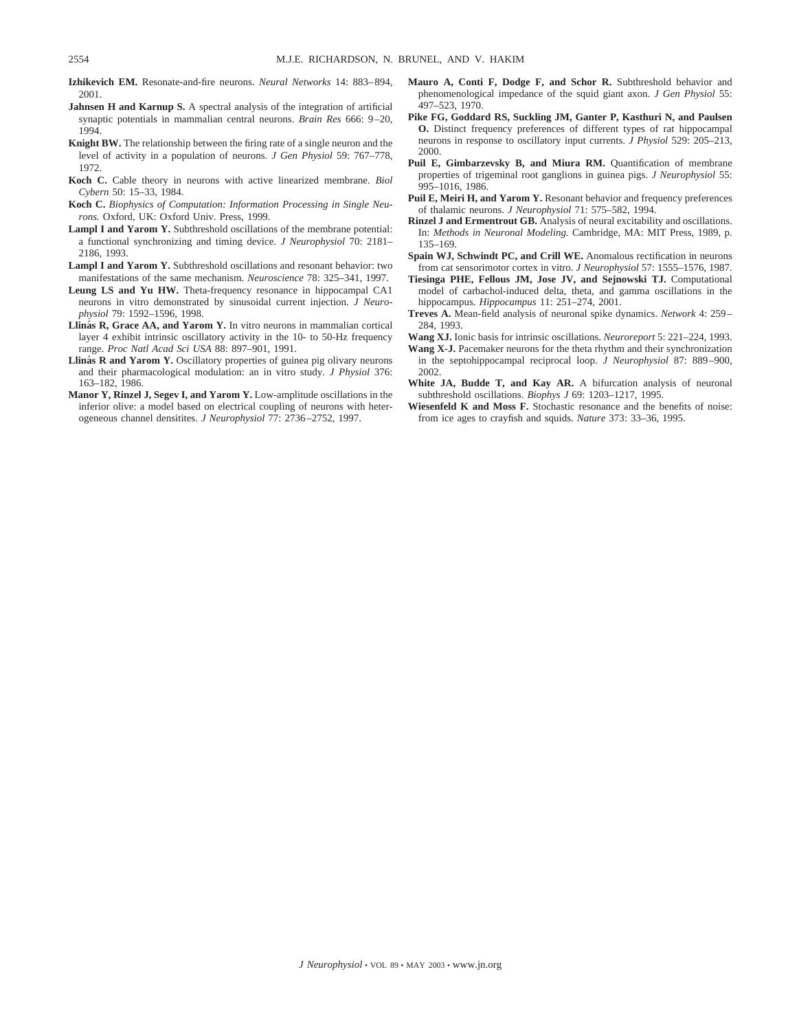**Izhikevich EM.** Resonate-and-fire neurons. *Neural Networks* 14: 883–894, 2001.

**Jahnsen H and Karnup S.** A spectral analysis of the integration of artificial synaptic potentials in mammalian central neurons. *Brain Res* 666: 9–20, 1994.

**Knight BW.** The relationship between the firing rate of a single neuron and the level of activity in a population of neurons. *J Gen Physiol* 59: 767–778, 1972.

**Koch C.** Cable theory in neurons with active linearized membrane. *Biol Cybern* 50: 15–33, 1984.

**Koch C.** *Biophysics of Computation: Information Processing in Single Neurons.* Oxford, UK: Oxford Univ. Press, 1999.

**Lampl I and Yarom Y.** Subthreshold oscillations of the membrane potential: a functional synchronizing and timing device. *J Neurophysiol* 70: 2181–2186, 1993.

**Lampl I and Yarom Y.** Subthreshold oscillations and resonant behavior: two manifestations of the same mechanism. *Neuroscience* 78: 325–341, 1997.

**Leung LS and Yu HW.** Theta-frequency resonance in hippocampal CA1 neurons in vitro demonstrated by sinusoidal current injection. *J Neurophysiol* 79: 1592–1596, 1998.

**Llinás R, Grace AA, and Yarom Y.** In vitro neurons in mammalian cortical layer 4 exhibit intrinsic oscillatory activity in the 10- to 50-Hz frequency range. *Proc Natl Acad Sci USA* 88: 897–901, 1991.

**Llinás R and Yarom Y.** Oscillatory properties of guinea pig olivary neurons and their pharmacological modulation: an in vitro study. *J Physiol* 376: 163–182, 1986.

**Manor Y, Rinzel J, Segev I, and Yarom Y.** Low-amplitude oscillations in the inferior olive: a model based on electrical coupling of neurons with heterogeneous channel densitites. *J Neurophysiol* 77: 2736–2752, 1997.

**Mauro A, Conti F, Dodge F, and Schor R.** Subthreshold behavior and phenomenological impedance of the squid giant axon. *J Gen Physiol* 55: 497–523, 1970.

**Pike FG, Goddard RS, Suckling JM, Ganter P, Kasthuri N, and Paulsen O.** Distinct frequency preferences of different types of rat hippocampal neurons in response to oscillatory input currents. *J Physiol* 529: 205–213, 2000.

**Puil E, Gimbarzevsky B, and Miura RM.** Quantification of membrane properties of trigeminal root ganglions in guinea pigs. *J Neurophysiol* 55: 995–1016, 1986.

**Puil E, Meiri H, and Yarom Y.** Resonant behavior and frequency preferences of thalamic neurons. *J Neurophysiol* 71: 575–582, 1994.

**Rinzel J and Ermentrout GB.** Analysis of neural excitability and oscillations. In: *Methods in Neuronal Modeling.* Cambridge, MA: MIT Press, 1989, p. 135–169.

**Spain WJ, Schwindt PC, and Crill WE.** Anomalous rectification in neurons from cat sensorimotor cortex in vitro. *J Neurophysiol* 57: 1555–1576, 1987.

**Tiesinga PHE, Fellous JM, Jose JV, and Sejnowski TJ.** Computational model of carbachol-induced delta, theta, and gamma oscillations in the hippocampus. *Hippocampus* 11: 251–274, 2001.

**Treves A.** Mean-field analysis of neuronal spike dynamics. *Network* 4: 259–284, 1993.

**Wang XJ.** Ionic basis for intrinsic oscillations. *Neuroreport* 5: 221–224, 1993.

**Wang X-J.** Pacemaker neurons for the theta rhythm and their synchronization in the septohippocampal reciprocal loop. *J Neurophysiol* 87: 889–900, 2002.

**White JA, Budde T, and Kay AR.** A bifurcation analysis of neuronal subthreshold oscillations. *Biophys J* 69: 1203–1217, 1995.

**Wiesenfeld K and Moss F.** Stochastic resonance and the benefits of noise: from ice ages to crayfish and squids. *Nature* 373: 33–36, 1995.